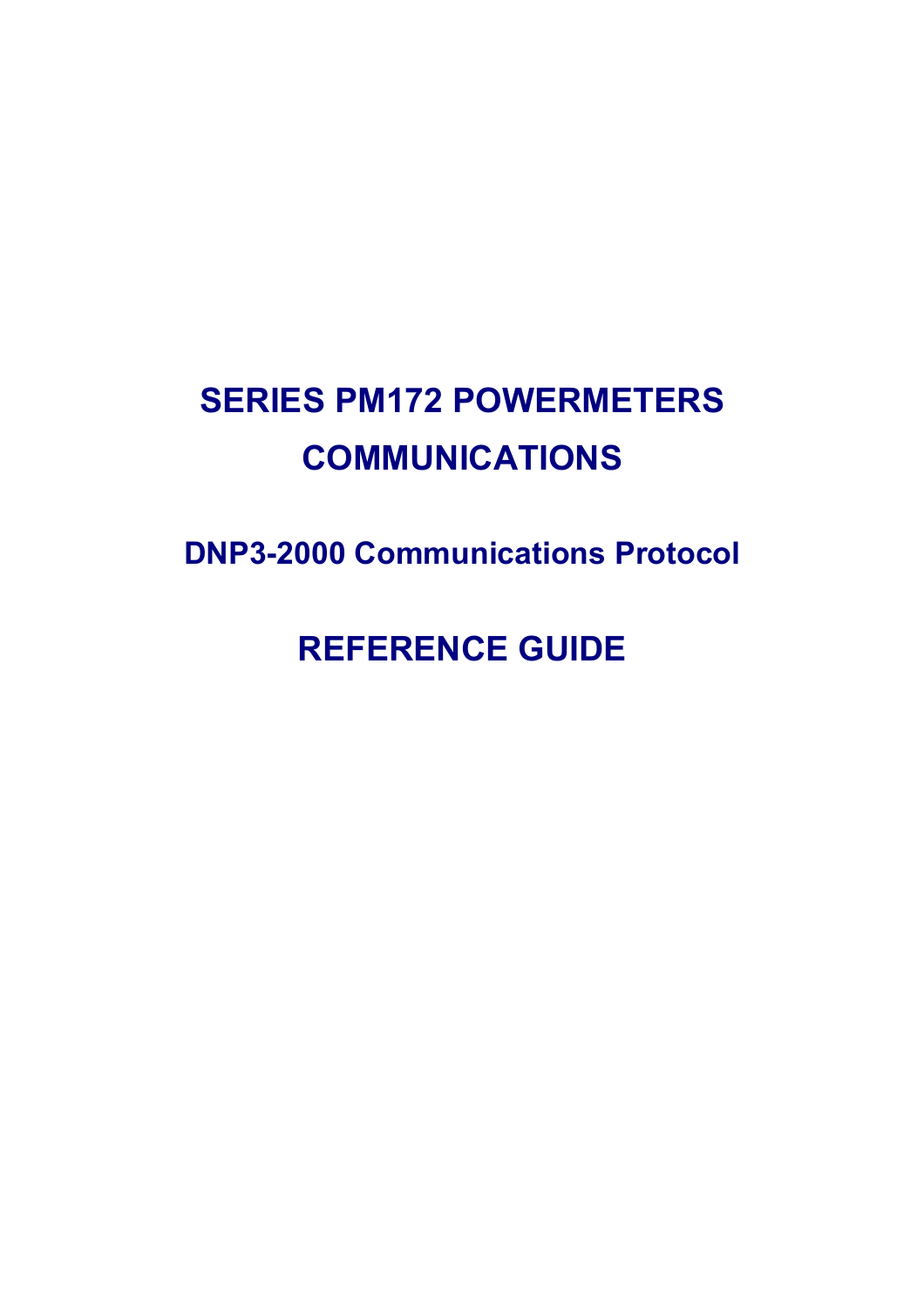# SERIES PM172 POWERMETERS COMMUNICATIONS

## DNP3-2000 Communications Protocol

# REFERENCE GUIDE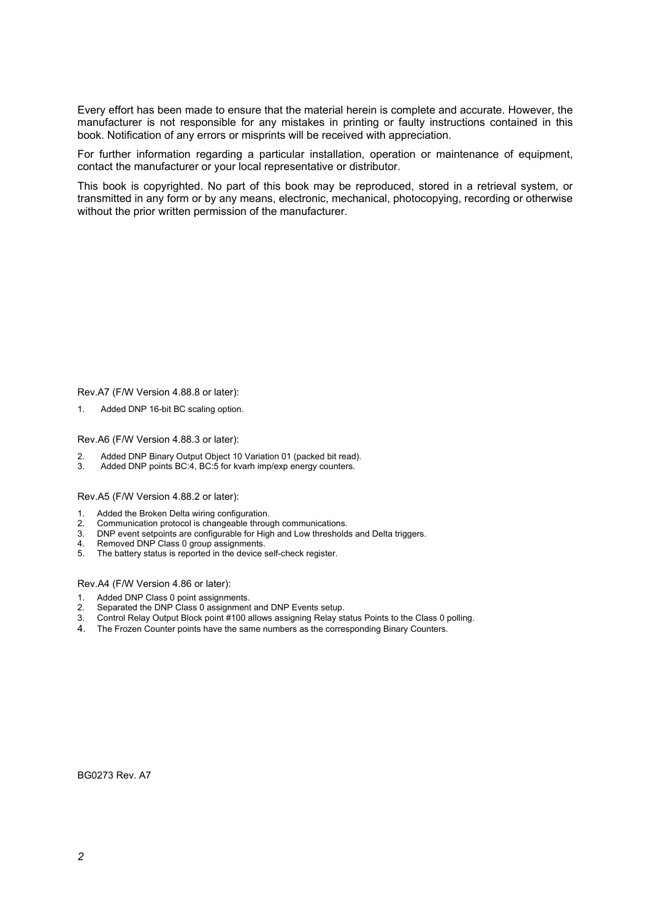Every effort has been made to ensure that the material herein is complete and accurate. However, the manufacturer is not responsible for any mistakes in printing or faulty instructions contained in this book. Notification of any errors or misprints will be received with appreciation.

For further information regarding a particular installation, operation or maintenance of equipment, contact the manufacturer or your local representative or distributor.

This book is copyrighted. No part of this book may be reproduced, stored in a retrieval system, or transmitted in any form or by any means, electronic, mechanical, photocopying, recording or otherwise without the prior written permission of the manufacturer.

Rev.A7 (F/W Version 4.88.8 or later):

1. Added DNP 16-bit BC scaling option.

Rev.A6 (F/W Version 4.88.3 or later):

2. Added DNP Binary Output Object 10 Variation 01 (packed bit read).
3. Added DNP points BC:4, BC:5 for kvarh imp/exp energy counters.

Rev.A5 (F/W Version 4.88.2 or later):

1. Added the Broken Delta wiring configuration.
2. Communication protocol is changeable through communications.
3. DNP event setpoints are configurable for High and Low thresholds and Delta triggers.
4. Removed DNP Class 0 group assignments.
5. The battery status is reported in the device self-check register.

Rev.A4 (F/W Version 4.86 or later):

1. Added DNP Class 0 point assignments.
2. Separated the DNP Class 0 assignment and DNP Events setup.
3. Control Relay Output Block point #100 allows assigning Relay status Points to the Class 0 polling.
4. The Frozen Counter points have the same numbers as the corresponding Binary Counters.

BG0273 Rev. A7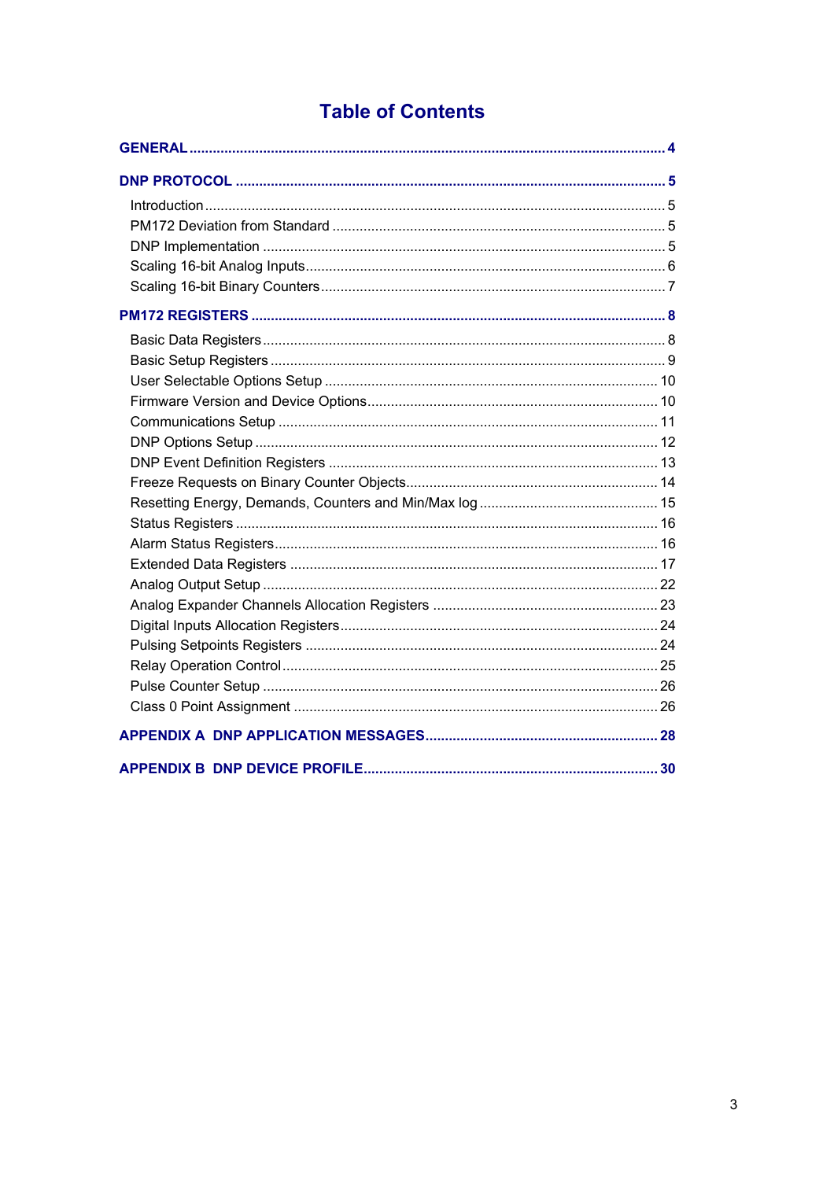# Table of Contents

**GENERAL** ... **4**

**DNP PROTOCOL** ... **5**

- Introduction ... 5
- PM172 Deviation from Standard ... 5
- DNP Implementation ... 5
- Scaling 16-bit Analog Inputs ... 6
- Scaling 16-bit Binary Counters ... 7

**PM172 REGISTERS** ... **8**

- Basic Data Registers ... 8
- Basic Setup Registers ... 9
- User Selectable Options Setup ... 10
- Firmware Version and Device Options ... 10
- Communications Setup ... 11
- DNP Options Setup ... 12
- DNP Event Definition Registers ... 13
- Freeze Requests on Binary Counter Objects ... 14
- Resetting Energy, Demands, Counters and Min/Max log ... 15
- Status Registers ... 16
- Alarm Status Registers ... 16
- Extended Data Registers ... 17
- Analog Output Setup ... 22
- Analog Expander Channels Allocation Registers ... 23
- Digital Inputs Allocation Registers ... 24
- Pulsing Setpoints Registers ... 24
- Relay Operation Control ... 25
- Pulse Counter Setup ... 26
- Class 0 Point Assignment ... 26

**APPENDIX A DNP APPLICATION MESSAGES** ... **28**

**APPENDIX B DNP DEVICE PROFILE** ... **30**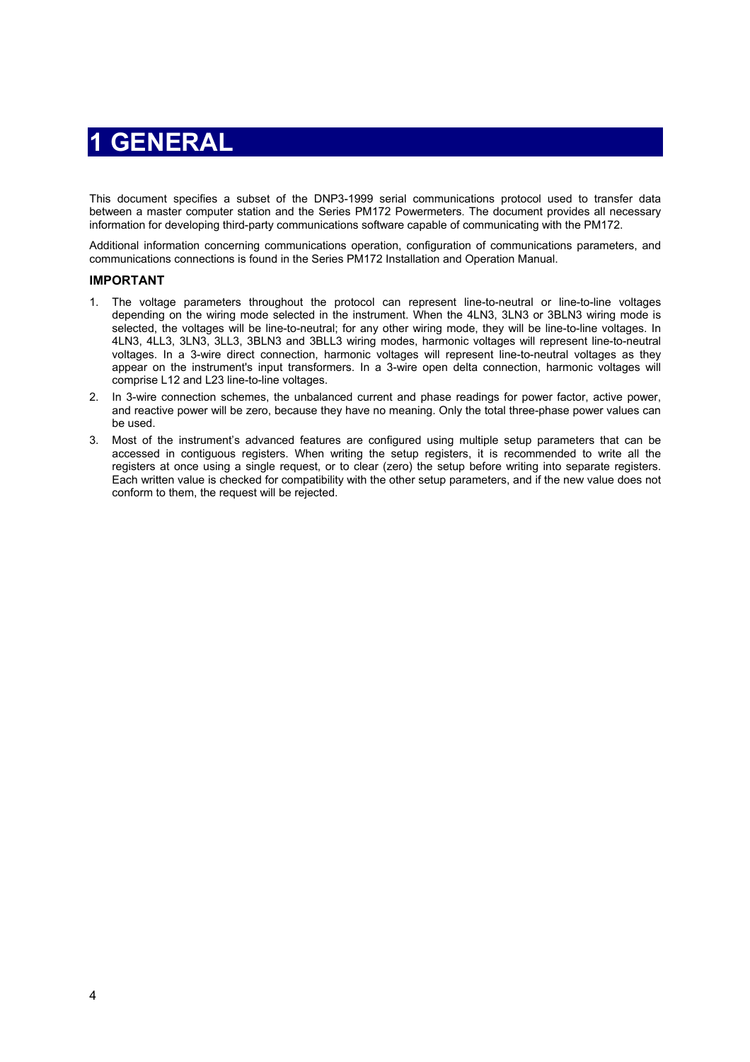# 1 GENERAL

This document specifies a subset of the DNP3-1999 serial communications protocol used to transfer data between a master computer station and the Series PM172 Powermeters. The document provides all necessary information for developing third-party communications software capable of communicating with the PM172.

Additional information concerning communications operation, configuration of communications parameters, and communications connections is found in the Series PM172 Installation and Operation Manual.

**IMPORTANT**

1. The voltage parameters throughout the protocol can represent line-to-neutral or line-to-line voltages depending on the wiring mode selected in the instrument. When the 4LN3, 3LN3 or 3BLN3 wiring mode is selected, the voltages will be line-to-neutral; for any other wiring mode, they will be line-to-line voltages. In 4LN3, 4LL3, 3LN3, 3LL3, 3BLN3 and 3BLL3 wiring modes, harmonic voltages will represent line-to-neutral voltages. In a 3-wire direct connection, harmonic voltages will represent line-to-neutral voltages as they appear on the instrument's input transformers. In a 3-wire open delta connection, harmonic voltages will comprise L12 and L23 line-to-line voltages.
2. In 3-wire connection schemes, the unbalanced current and phase readings for power factor, active power, and reactive power will be zero, because they have no meaning. Only the total three-phase power values can be used.
3. Most of the instrument's advanced features are configured using multiple setup parameters that can be accessed in contiguous registers. When writing the setup registers, it is recommended to write all the registers at once using a single request, or to clear (zero) the setup before writing into separate registers. Each written value is checked for compatibility with the other setup parameters, and if the new value does not conform to them, the request will be rejected.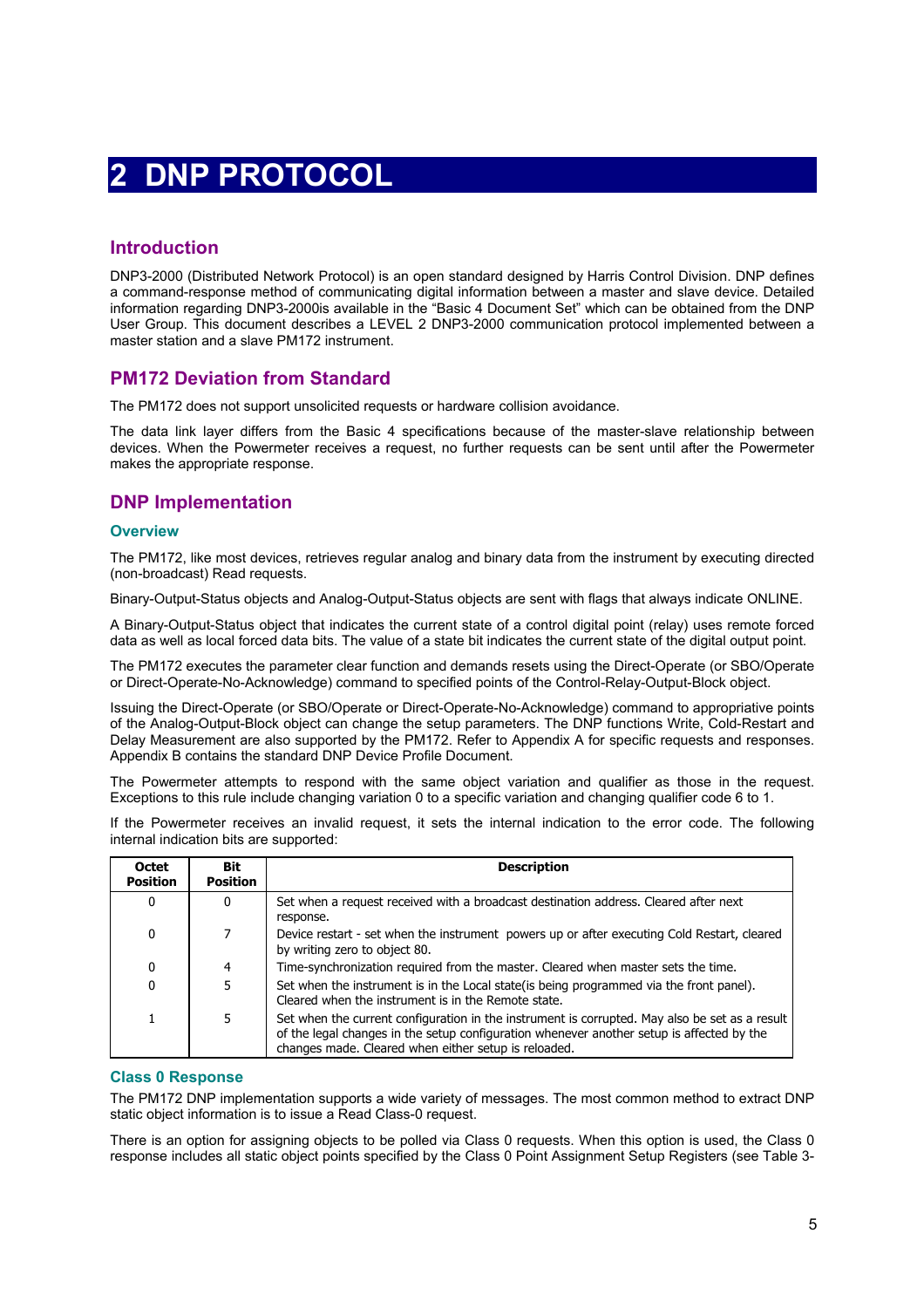# 2 DNP PROTOCOL

## Introduction

DNP3-2000 (Distributed Network Protocol) is an open standard designed by Harris Control Division. DNP defines a command-response method of communicating digital information between a master and slave device. Detailed information regarding DNP3-2000is available in the "Basic 4 Document Set" which can be obtained from the DNP User Group. This document describes a LEVEL 2 DNP3-2000 communication protocol implemented between a master station and a slave PM172 instrument.

## PM172 Deviation from Standard

The PM172 does not support unsolicited requests or hardware collision avoidance.

The data link layer differs from the Basic 4 specifications because of the master-slave relationship between devices. When the Powermeter receives a request, no further requests can be sent until after the Powermeter makes the appropriate response.

## DNP Implementation

### Overview

The PM172, like most devices, retrieves regular analog and binary data from the instrument by executing directed (non-broadcast) Read requests.

Binary-Output-Status objects and Analog-Output-Status objects are sent with flags that always indicate ONLINE.

A Binary-Output-Status object that indicates the current state of a control digital point (relay) uses remote forced data as well as local forced data bits. The value of a state bit indicates the current state of the digital output point.

The PM172 executes the parameter clear function and demands resets using the Direct-Operate (or SBO/Operate or Direct-Operate-No-Acknowledge) command to specified points of the Control-Relay-Output-Block object.

Issuing the Direct-Operate (or SBO/Operate or Direct-Operate-No-Acknowledge) command to appropriative points of the Analog-Output-Block object can change the setup parameters. The DNP functions Write, Cold-Restart and Delay Measurement are also supported by the PM172. Refer to Appendix A for specific requests and responses. Appendix B contains the standard DNP Device Profile Document.

The Powermeter attempts to respond with the same object variation and qualifier as those in the request. Exceptions to this rule include changing variation 0 to a specific variation and changing qualifier code 6 to 1.

If the Powermeter receives an invalid request, it sets the internal indication to the error code. The following internal indication bits are supported:

| Octet Position | Bit Position | Description |
|---|---|---|
| 0 | 0 | Set when a request received with a broadcast destination address. Cleared after next response. |
| 0 | 7 | Device restart - set when the instrument powers up or after executing Cold Restart, cleared by writing zero to object 80. |
| 0 | 4 | Time-synchronization required from the master. Cleared when master sets the time. |
| 0 | 5 | Set when the instrument is in the Local state(is being programmed via the front panel). Cleared when the instrument is in the Remote state. |
| 1 | 5 | Set when the current configuration in the instrument is corrupted. May also be set as a result of the legal changes in the setup configuration whenever another setup is affected by the changes made. Cleared when either setup is reloaded. |

### Class 0 Response

The PM172 DNP implementation supports a wide variety of messages. The most common method to extract DNP static object information is to issue a Read Class-0 request.

There is an option for assigning objects to be polled via Class 0 requests. When this option is used, the Class 0 response includes all static object points specified by the Class 0 Point Assignment Setup Registers (see Table 3-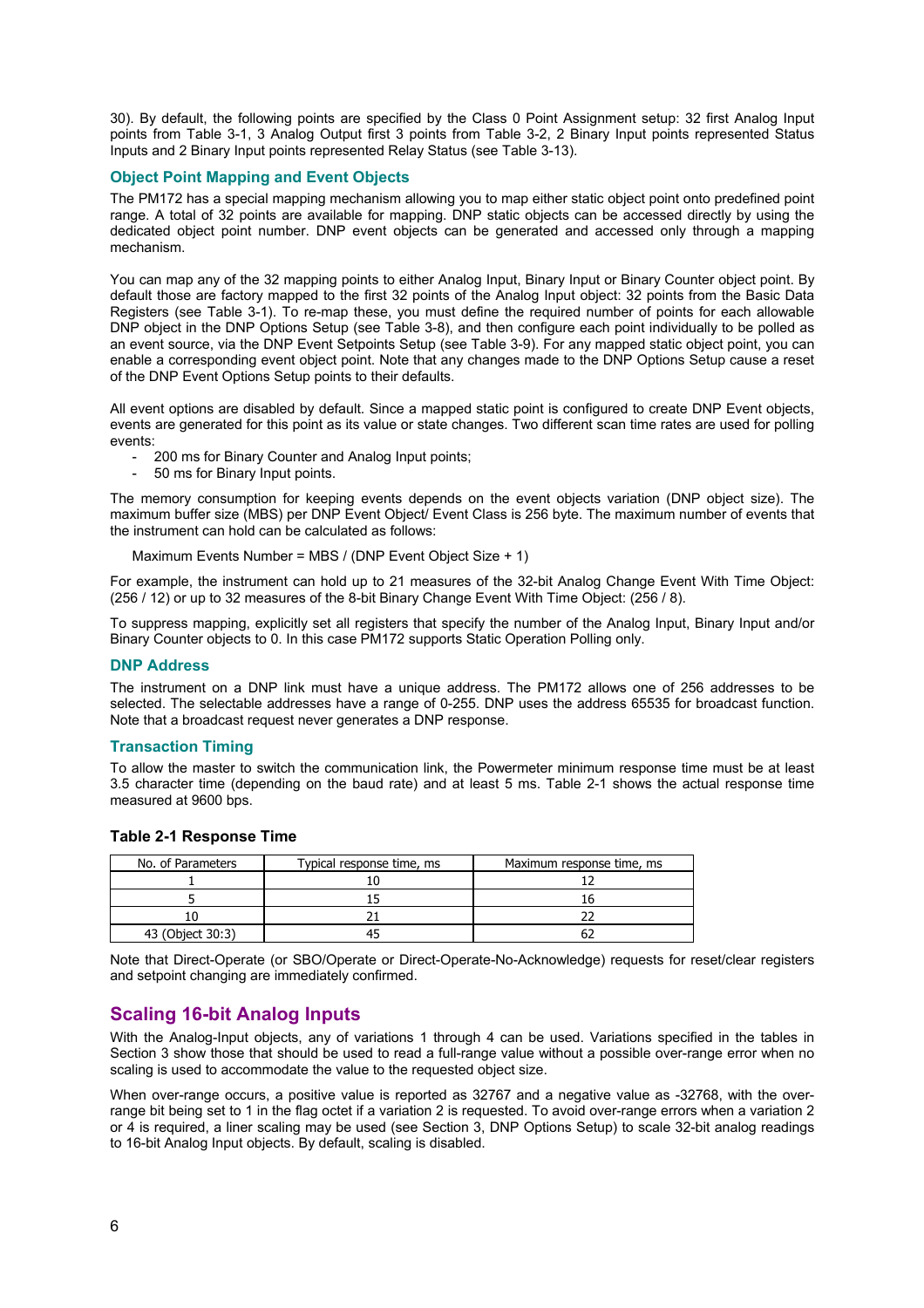30). By default, the following points are specified by the Class 0 Point Assignment setup: 32 first Analog Input points from Table 3-1, 3 Analog Output first 3 points from Table 3-2, 2 Binary Input points represented Status Inputs and 2 Binary Input points represented Relay Status (see Table 3-13).

### Object Point Mapping and Event Objects

The PM172 has a special mapping mechanism allowing you to map either static object point onto predefined point range. A total of 32 points are available for mapping. DNP static objects can be accessed directly by using the dedicated object point number. DNP event objects can be generated and accessed only through a mapping mechanism.

You can map any of the 32 mapping points to either Analog Input, Binary Input or Binary Counter object point. By default those are factory mapped to the first 32 points of the Analog Input object: 32 points from the Basic Data Registers (see Table 3-1). To re-map these, you must define the required number of points for each allowable DNP object in the DNP Options Setup (see Table 3-8), and then configure each point individually to be polled as an event source, via the DNP Event Setpoints Setup (see Table 3-9). For any mapped static object point, you can enable a corresponding event object point. Note that any changes made to the DNP Options Setup cause a reset of the DNP Event Options Setup points to their defaults.

All event options are disabled by default. Since a mapped static point is configured to create DNP Event objects, events are generated for this point as its value or state changes. Two different scan time rates are used for polling events:

- 200 ms for Binary Counter and Analog Input points;
- 50 ms for Binary Input points.

The memory consumption for keeping events depends on the event objects variation (DNP object size). The maximum buffer size (MBS) per DNP Event Object/ Event Class is 256 byte. The maximum number of events that the instrument can hold can be calculated as follows:

Maximum Events Number = MBS / (DNP Event Object Size + 1)

For example, the instrument can hold up to 21 measures of the 32-bit Analog Change Event With Time Object: (256 / 12) or up to 32 measures of the 8-bit Binary Change Event With Time Object: (256 / 8).

To suppress mapping, explicitly set all registers that specify the number of the Analog Input, Binary Input and/or Binary Counter objects to 0. In this case PM172 supports Static Operation Polling only.

### DNP Address

The instrument on a DNP link must have a unique address. The PM172 allows one of 256 addresses to be selected. The selectable addresses have a range of 0-255. DNP uses the address 65535 for broadcast function. Note that a broadcast request never generates a DNP response.

### Transaction Timing

To allow the master to switch the communication link, the Powermeter minimum response time must be at least 3.5 character time (depending on the baud rate) and at least 5 ms. Table 2-1 shows the actual response time measured at 9600 bps.

**Table 2-1 Response Time**

| No. of Parameters | Typical response time, ms | Maximum response time, ms |
|---|---|---|
| 1 | 10 | 12 |
| 5 | 15 | 16 |
| 10 | 21 | 22 |
| 43 (Object 30:3) | 45 | 62 |

Note that Direct-Operate (or SBO/Operate or Direct-Operate-No-Acknowledge) requests for reset/clear registers and setpoint changing are immediately confirmed.

## Scaling 16-bit Analog Inputs

With the Analog-Input objects, any of variations 1 through 4 can be used. Variations specified in the tables in Section 3 show those that should be used to read a full-range value without a possible over-range error when no scaling is used to accommodate the value to the requested object size.

When over-range occurs, a positive value is reported as 32767 and a negative value as -32768, with the over-range bit being set to 1 in the flag octet if a variation 2 is requested. To avoid over-range errors when a variation 2 or 4 is required, a liner scaling may be used (see Section 3, DNP Options Setup) to scale 32-bit analog readings to 16-bit Analog Input objects. By default, scaling is disabled.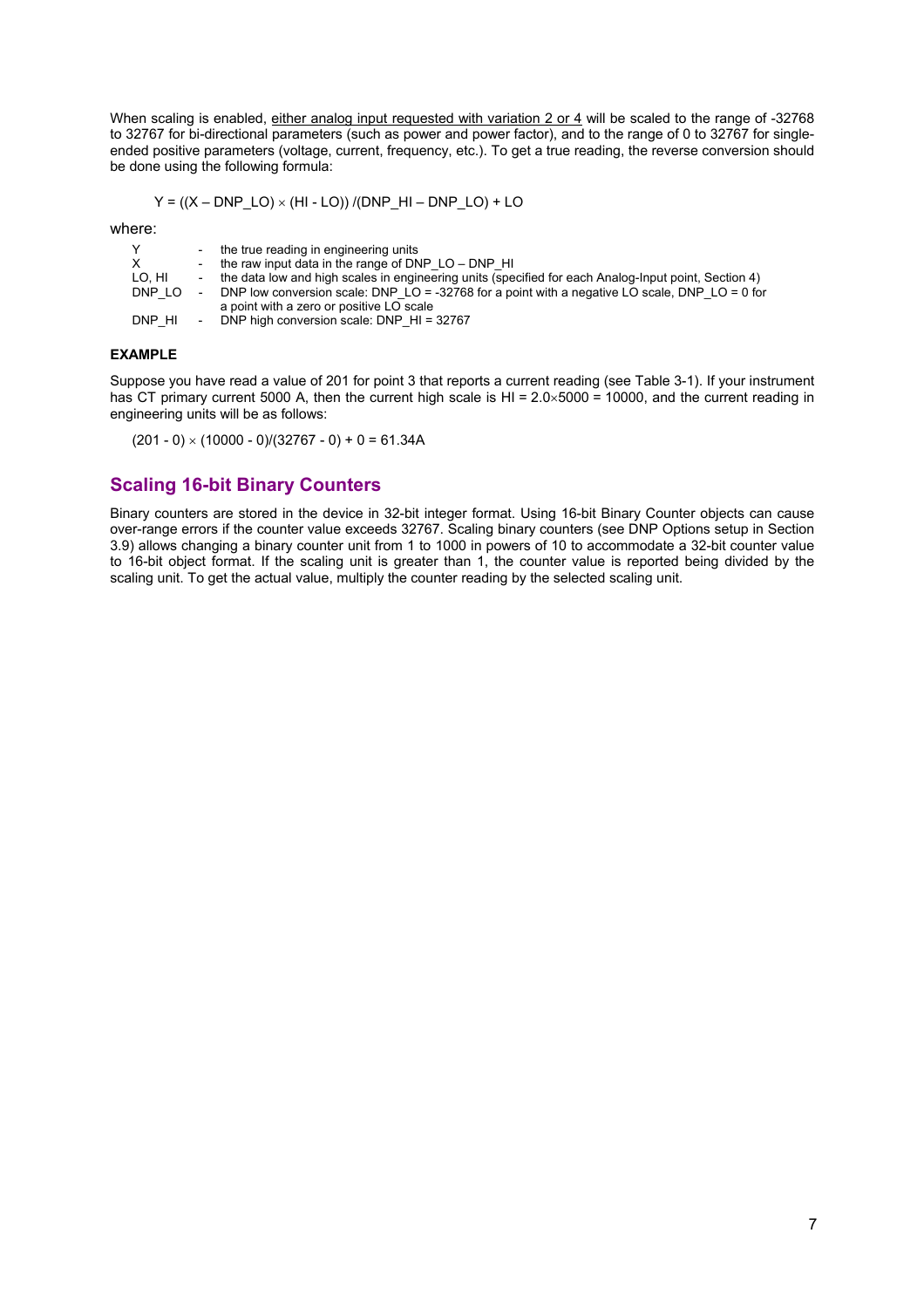When scaling is enabled, <u>either analog input requested with variation 2 or 4</u> will be scaled to the range of -32768 to 32767 for bi-directional parameters (such as power and power factor), and to the range of 0 to 32767 for single-ended positive parameters (voltage, current, frequency, etc.). To get a true reading, the reverse conversion should be done using the following formula:

$$Y = ((X - DNP\_LO) \times (HI - LO)) / (DNP\_HI - DNP\_LO) + LO$$

where:

| | | |
|---|---|---|
| Y | - | the true reading in engineering units |
| X | - | the raw input data in the range of DNP_LO – DNP_HI |
| LO, HI | - | the data low and high scales in engineering units (specified for each Analog-Input point, Section 4) |
| DNP_LO | - | DNP low conversion scale: DNP_LO = -32768 for a point with a negative LO scale, DNP_LO = 0 for a point with a zero or positive LO scale |
| DNP_HI | - | DNP high conversion scale: DNP_HI = 32767 |

**EXAMPLE**

Suppose you have read a value of 201 for point 3 that reports a current reading (see Table 3-1). If your instrument has CT primary current 5000 A, then the current high scale is HI = 2.0×5000 = 10000, and the current reading in engineering units will be as follows:

$$(201 - 0) \times (10000 - 0)/(32767 - 0) + 0 = 61.34A$$

## Scaling 16-bit Binary Counters

Binary counters are stored in the device in 32-bit integer format. Using 16-bit Binary Counter objects can cause over-range errors if the counter value exceeds 32767. Scaling binary counters (see DNP Options setup in Section 3.9) allows changing a binary counter unit from 1 to 1000 in powers of 10 to accommodate a 32-bit counter value to 16-bit object format. If the scaling unit is greater than 1, the counter value is reported being divided by the scaling unit. To get the actual value, multiply the counter reading by the selected scaling unit.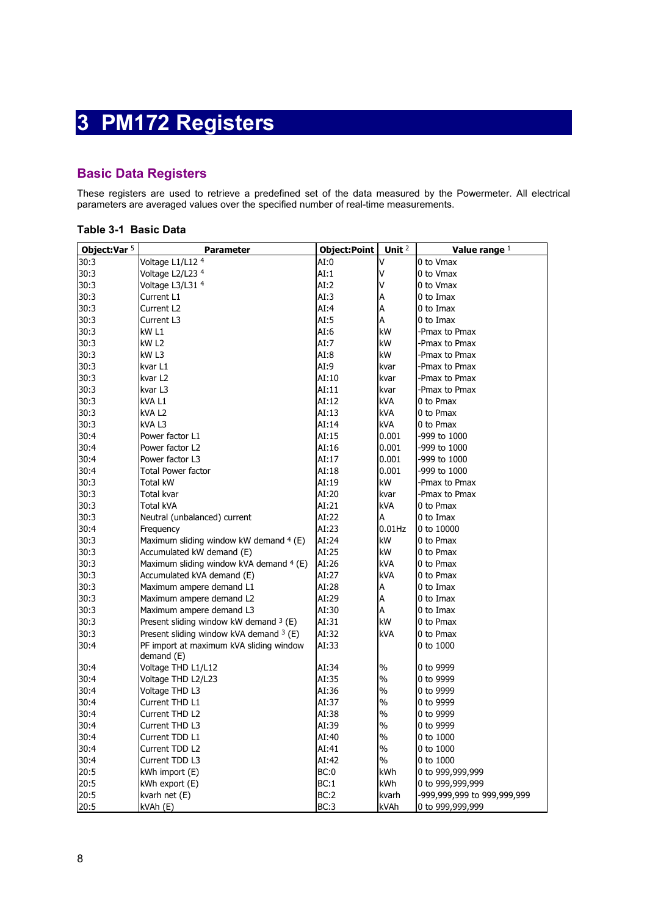# 3 PM172 Registers

## Basic Data Registers

These registers are used to retrieve a predefined set of the data measured by the Powermeter. All electrical parameters are averaged values over the specified number of real-time measurements.

### Table 3-1 Basic Data

| Object:Var [5] | Parameter | Object:Point | Unit [2] | Value range [1] |
|---|---|---|---|---|
| 30:3 | Voltage L1/L12 [4] | AI:0 | V | 0 to Vmax |
| 30:3 | Voltage L2/L23 [4] | AI:1 | V | 0 to Vmax |
| 30:3 | Voltage L3/L31 [4] | AI:2 | V | 0 to Vmax |
| 30:3 | Current L1 | AI:3 | A | 0 to Imax |
| 30:3 | Current L2 | AI:4 | A | 0 to Imax |
| 30:3 | Current L3 | AI:5 | A | 0 to Imax |
| 30:3 | kW L1 | AI:6 | kW | -Pmax to Pmax |
| 30:3 | kW L2 | AI:7 | kW | -Pmax to Pmax |
| 30:3 | kW L3 | AI:8 | kW | -Pmax to Pmax |
| 30:3 | kvar L1 | AI:9 | kvar | -Pmax to Pmax |
| 30:3 | kvar L2 | AI:10 | kvar | -Pmax to Pmax |
| 30:3 | kvar L3 | AI:11 | kvar | -Pmax to Pmax |
| 30:3 | kVA L1 | AI:12 | kVA | 0 to Pmax |
| 30:3 | kVA L2 | AI:13 | kVA | 0 to Pmax |
| 30:3 | kVA L3 | AI:14 | kVA | 0 to Pmax |
| 30:4 | Power factor L1 | AI:15 | 0.001 | -999 to 1000 |
| 30:4 | Power factor L2 | AI:16 | 0.001 | -999 to 1000 |
| 30:4 | Power factor L3 | AI:17 | 0.001 | -999 to 1000 |
| 30:4 | Total Power factor | AI:18 | 0.001 | -999 to 1000 |
| 30:3 | Total kW | AI:19 | kW | -Pmax to Pmax |
| 30:3 | Total kvar | AI:20 | kvar | -Pmax to Pmax |
| 30:3 | Total kVA | AI:21 | kVA | 0 to Pmax |
| 30:3 | Neutral (unbalanced) current | AI:22 | A | 0 to Imax |
| 30:4 | Frequency | AI:23 | 0.01Hz | 0 to 10000 |
| 30:3 | Maximum sliding window kW demand [4] (E) | AI:24 | kW | 0 to Pmax |
| 30:3 | Accumulated kW demand (E) | AI:25 | kW | 0 to Pmax |
| 30:3 | Maximum sliding window kVA demand [4] (E) | AI:26 | kVA | 0 to Pmax |
| 30:3 | Accumulated kVA demand (E) | AI:27 | kVA | 0 to Pmax |
| 30:3 | Maximum ampere demand L1 | AI:28 | A | 0 to Imax |
| 30:3 | Maximum ampere demand L2 | AI:29 | A | 0 to Imax |
| 30:3 | Maximum ampere demand L3 | AI:30 | A | 0 to Imax |
| 30:3 | Present sliding window kW demand [3] (E) | AI:31 | kW | 0 to Pmax |
| 30:3 | Present sliding window kVA demand [3] (E) | AI:32 | kVA | 0 to Pmax |
| 30:4 | PF import at maximum kVA sliding window demand (E) | AI:33 | | 0 to 1000 |
| 30:4 | Voltage THD L1/L12 | AI:34 | % | 0 to 9999 |
| 30:4 | Voltage THD L2/L23 | AI:35 | % | 0 to 9999 |
| 30:4 | Voltage THD L3 | AI:36 | % | 0 to 9999 |
| 30:4 | Current THD L1 | AI:37 | % | 0 to 9999 |
| 30:4 | Current THD L2 | AI:38 | % | 0 to 9999 |
| 30:4 | Current THD L3 | AI:39 | % | 0 to 9999 |
| 30:4 | Current TDD L1 | AI:40 | % | 0 to 1000 |
| 30:4 | Current TDD L2 | AI:41 | % | 0 to 1000 |
| 30:4 | Current TDD L3 | AI:42 | % | 0 to 1000 |
| 20:5 | kWh import (E) | BC:0 | kWh | 0 to 999,999,999 |
| 20:5 | kWh export (E) | BC:1 | kWh | 0 to 999,999,999 |
| 20:5 | kvarh net (E) | BC:2 | kvarh | -999,999,999 to 999,999,999 |
| 20:5 | kVAh (E) | BC:3 | kVAh | 0 to 999,999,999 |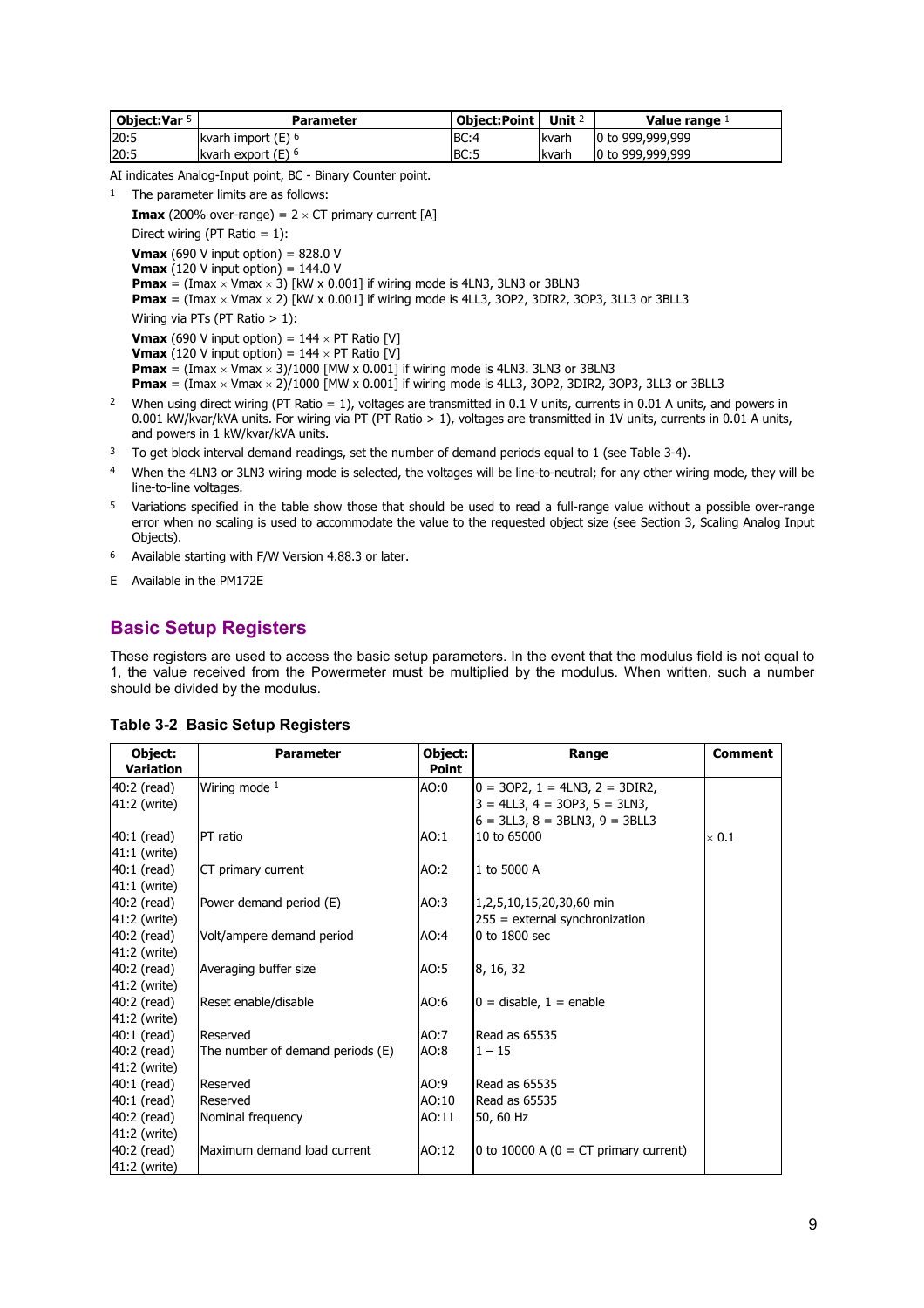| Object:Var [5] | Parameter | Object:Point | Unit [2] | Value range [1] |
|---|---|---|---|---|
| 20:5 | kvarh import (E) [6] | BC:4 | kvarh | 0 to 999,999,999 |
| 20:5 | kvarh export (E) [6] | BC:5 | kvarh | 0 to 999,999,999 |

AI indicates Analog-Input point, BC - Binary Counter point.

1 The parameter limits are as follows:

**Imax** (200% over-range) = 2 × CT primary current [A]

Direct wiring (PT Ratio = 1):

**Vmax** (690 V input option) = 828.0 V
**Vmax** (120 V input option) = 144.0 V
**Pmax** = (Imax × Vmax × 3) [kW x 0.001] if wiring mode is 4LN3, 3LN3 or 3BLN3
**Pmax** = (Imax × Vmax × 2) [kW x 0.001] if wiring mode is 4LL3, 3OP2, 3DIR2, 3OP3, 3LL3 or 3BLL3

Wiring via PTs (PT Ratio > 1):

**Vmax** (690 V input option) = 144 × PT Ratio [V]
**Vmax** (120 V input option) = 144 × PT Ratio [V]
**Pmax** = (Imax × Vmax × 3)/1000 [MW x 0.001] if wiring mode is 4LN3. 3LN3 or 3BLN3
**Pmax** = (Imax × Vmax × 2)/1000 [MW x 0.001] if wiring mode is 4LL3, 3OP2, 3DIR2, 3OP3, 3LL3 or 3BLL3

2 When using direct wiring (PT Ratio = 1), voltages are transmitted in 0.1 V units, currents in 0.01 A units, and powers in 0.001 kW/kvar/kVA units. For wiring via PT (PT Ratio > 1), voltages are transmitted in 1V units, currents in 0.01 A units, and powers in 1 kW/kvar/kVA units.

3 To get block interval demand readings, set the number of demand periods equal to 1 (see Table 3-4).

4 When the 4LN3 or 3LN3 wiring mode is selected, the voltages will be line-to-neutral; for any other wiring mode, they will be line-to-line voltages.

5 Variations specified in the table show those that should be used to read a full-range value without a possible over-range error when no scaling is used to accommodate the value to the requested object size (see Section 3, Scaling Analog Input Objects).

6 Available starting with F/W Version 4.88.3 or later.

E Available in the PM172E

## Basic Setup Registers

These registers are used to access the basic setup parameters. In the event that the modulus field is not equal to 1, the value received from the Powermeter must be multiplied by the modulus. When written, such a number should be divided by the modulus.

**Table 3-2 Basic Setup Registers**

| Object: Variation | Parameter | Object: Point | Range | Comment |
|---|---|---|---|---|
| 40:2 (read) 41:2 (write) | Wiring mode [1] | AO:0 | 0 = 3OP2, 1 = 4LN3, 2 = 3DIR2, 3 = 4LL3, 4 = 3OP3, 5 = 3LN3, 6 = 3LL3, 8 = 3BLN3, 9 = 3BLL3 | |
| 40:1 (read) 41:1 (write) | PT ratio | AO:1 | 10 to 65000 | × 0.1 |
| 40:1 (read) 41:1 (write) | CT primary current | AO:2 | 1 to 5000 A | |
| 40:2 (read) 41:2 (write) | Power demand period (E) | AO:3 | 1,2,5,10,15,20,30,60 min 255 = external synchronization | |
| 40:2 (read) 41:2 (write) | Volt/ampere demand period | AO:4 | 0 to 1800 sec | |
| 40:2 (read) 41:2 (write) | Averaging buffer size | AO:5 | 8, 16, 32 | |
| 40:2 (read) 41:2 (write) | Reset enable/disable | AO:6 | 0 = disable, 1 = enable | |
| 40:1 (read) | Reserved | AO:7 | Read as 65535 | |
| 40:2 (read) 41:2 (write) | The number of demand periods (E) | AO:8 | 1 – 15 | |
| 40:1 (read) | Reserved | AO:9 | Read as 65535 | |
| 40:1 (read) | Reserved | AO:10 | Read as 65535 | |
| 40:2 (read) 41:2 (write) | Nominal frequency | AO:11 | 50, 60 Hz | |
| 40:2 (read) 41:2 (write) | Maximum demand load current | AO:12 | 0 to 10000 A (0 = CT primary current) | |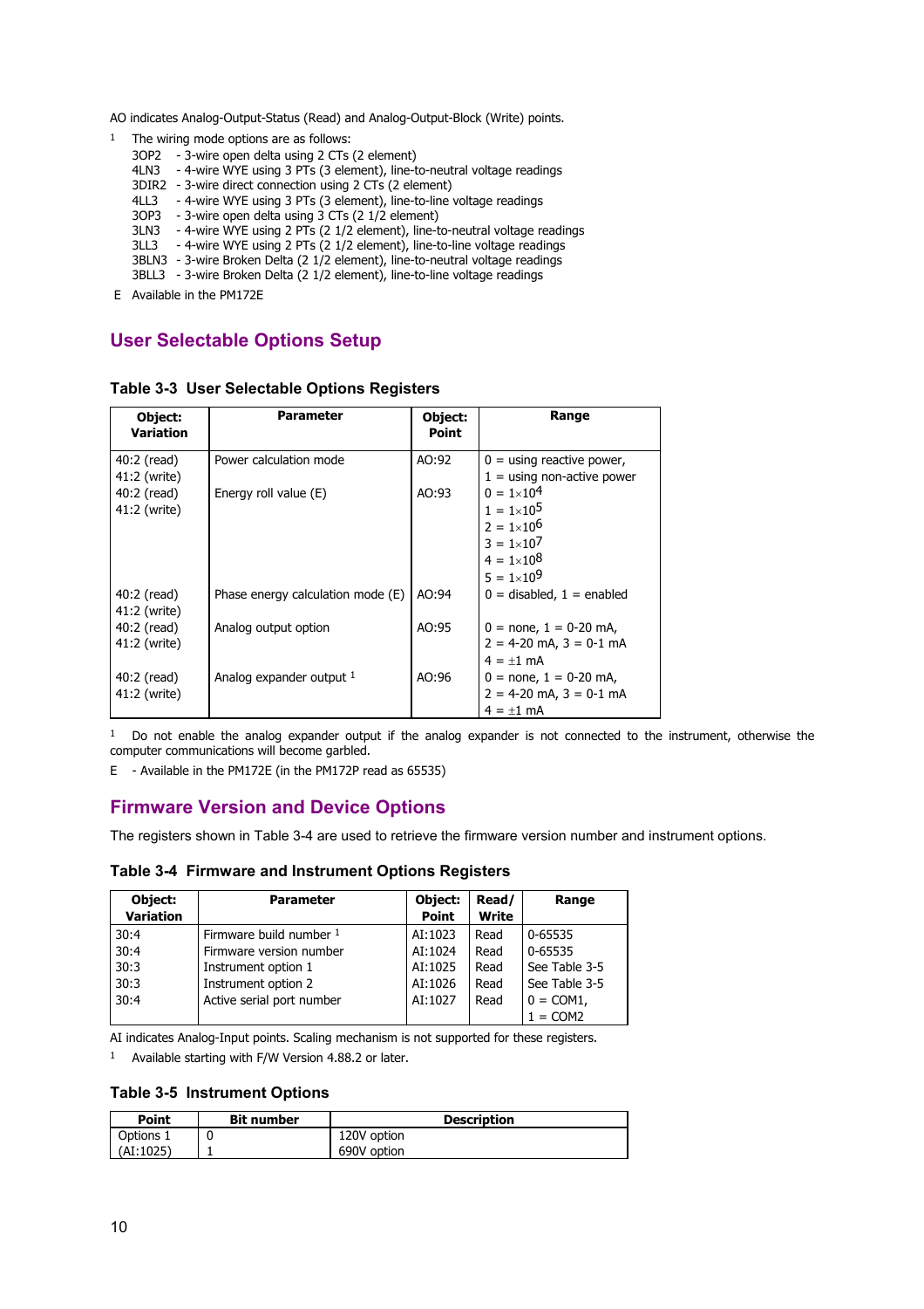AO indicates Analog-Output-Status (Read) and Analog-Output-Block (Write) points.

[1] The wiring mode options are as follows:

- 3OP2 - 3-wire open delta using 2 CTs (2 element)
- 4LN3 - 4-wire WYE using 3 PTs (3 element), line-to-neutral voltage readings
- 3DIR2 - 3-wire direct connection using 2 CTs (2 element)
- 4LL3 - 4-wire WYE using 3 PTs (3 element), line-to-line voltage readings
- 3OP3 - 3-wire open delta using 3 CTs (2 1/2 element)
- 3LN3 - 4-wire WYE using 2 PTs (2 1/2 element), line-to-neutral voltage readings
- 3LL3 - 4-wire WYE using 2 PTs (2 1/2 element), line-to-line voltage readings
- 3BLN3 - 3-wire Broken Delta (2 1/2 element), line-to-neutral voltage readings
- 3BLL3 - 3-wire Broken Delta (2 1/2 element), line-to-line voltage readings

E Available in the PM172E

## User Selectable Options Setup

### Table 3-3 User Selectable Options Registers

| Object: Variation | Parameter | Object: Point | Range |
|---|---|---|---|
| 40:2 (read) 41:2 (write) | Power calculation mode | AO:92 | 0 = using reactive power, 1 = using non-active power |
| 40:2 (read) 41:2 (write) | Energy roll value (E) | AO:93 | 0 = $1\times10^4$ 1 = $1\times10^5$ 2 = $1\times10^6$ 3 = $1\times10^7$ 4 = $1\times10^8$ 5 = $1\times10^9$ |
| 40:2 (read) 41:2 (write) | Phase energy calculation mode (E) | AO:94 | 0 = disabled, 1 = enabled |
| 40:2 (read) 41:2 (write) | Analog output option | AO:95 | 0 = none, 1 = 0-20 mA, 2 = 4-20 mA, 3 = 0-1 mA 4 = ±1 mA |
| 40:2 (read) 41:2 (write) | Analog expander output [1] | AO:96 | 0 = none, 1 = 0-20 mA, 2 = 4-20 mA, 3 = 0-1 mA 4 = ±1 mA |

[1] Do not enable the analog expander output if the analog expander is not connected to the instrument, otherwise the computer communications will become garbled.

E - Available in the PM172E (in the PM172P read as 65535)

## Firmware Version and Device Options

The registers shown in Table 3-4 are used to retrieve the firmware version number and instrument options.

### Table 3-4 Firmware and Instrument Options Registers

| Object: Variation | Parameter | Object: Point | Read/ Write | Range |
|---|---|---|---|---|
| 30:4 | Firmware build number [1] | AI:1023 | Read | 0-65535 |
| 30:4 | Firmware version number | AI:1024 | Read | 0-65535 |
| 30:3 | Instrument option 1 | AI:1025 | Read | See Table 3-5 |
| 30:3 | Instrument option 2 | AI:1026 | Read | See Table 3-5 |
| 30:4 | Active serial port number | AI:1027 | Read | 0 = COM1, 1 = COM2 |

AI indicates Analog-Input points. Scaling mechanism is not supported for these registers.

[1] Available starting with F/W Version 4.88.2 or later.

### Table 3-5 Instrument Options

| Point | Bit number | Description |
|---|---|---|
| Options 1 | 0 | 120V option |
| (AI:1025) | 1 | 690V option |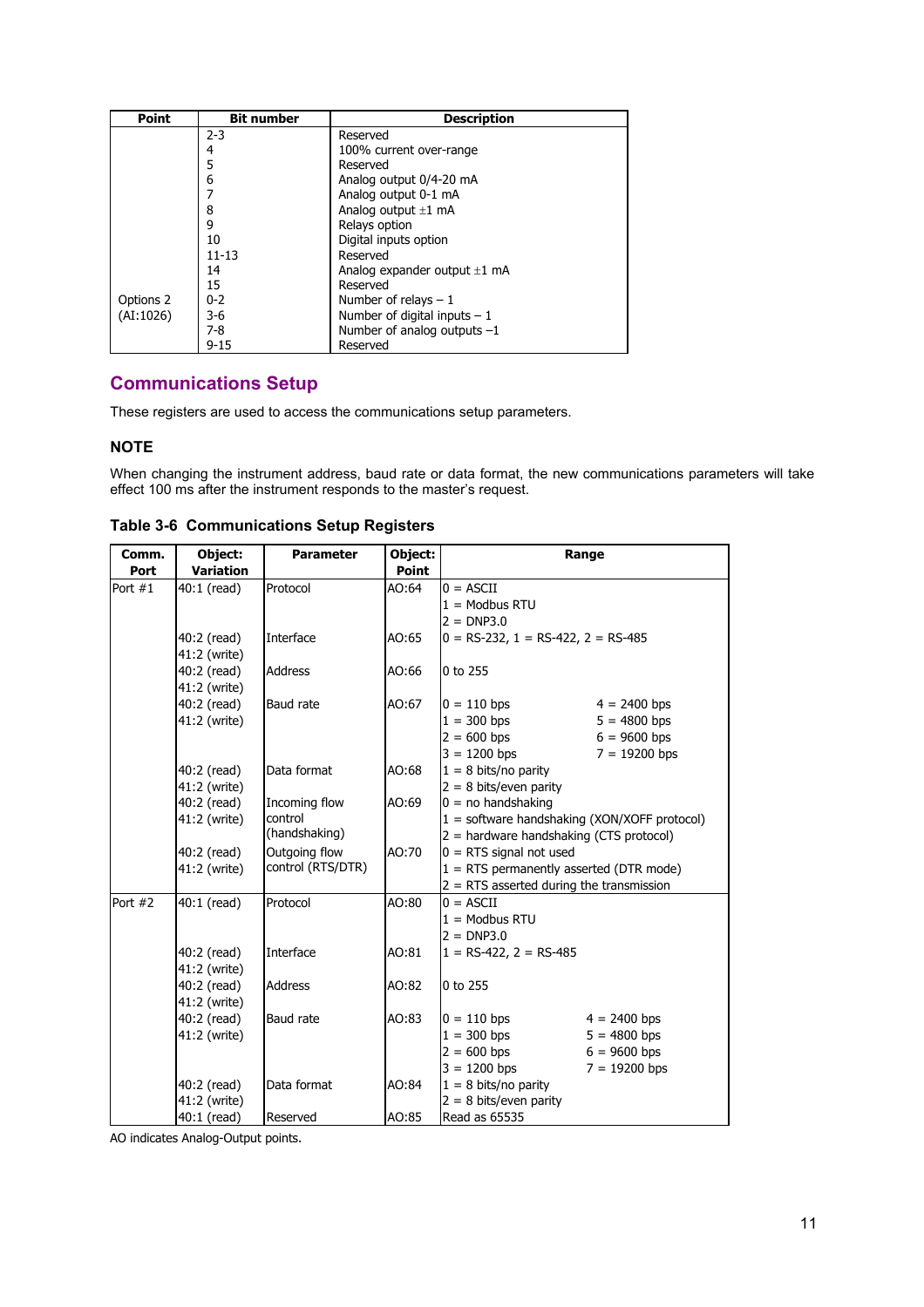| Point | Bit number | Description |
|---|---|---|
| | 2-3 | Reserved |
| | 4 | 100% current over-range |
| | 5 | Reserved |
| | 6 | Analog output 0/4-20 mA |
| | 7 | Analog output 0-1 mA |
| | 8 | Analog output ±1 mA |
| | 9 | Relays option |
| | 10 | Digital inputs option |
| | 11-13 | Reserved |
| | 14 | Analog expander output ±1 mA |
| | 15 | Reserved |
| Options 2 (AI:1026) | 0-2 | Number of relays – 1 |
| | 3-6 | Number of digital inputs – 1 |
| | 7-8 | Number of analog outputs –1 |
| | 9-15 | Reserved |

## Communications Setup

These registers are used to access the communications setup parameters.

### NOTE

When changing the instrument address, baud rate or data format, the new communications parameters will take effect 100 ms after the instrument responds to the master's request.

**Table 3-6 Communications Setup Registers**

| Comm. Port | Object: Variation | Parameter | Object: Point | Range |
|---|---|---|---|---|
| Port #1 | 40:1 (read) | Protocol | AO:64 | 0 = ASCII<br>1 = Modbus RTU<br>2 = DNP3.0 |
| | 40:2 (read)<br>41:2 (write) | Interface | AO:65 | 0 = RS-232, 1 = RS-422, 2 = RS-485 |
| | 40:2 (read)<br>41:2 (write) | Address | AO:66 | 0 to 255 |
| | 40:2 (read)<br>41:2 (write) | Baud rate | AO:67 | 0 = 110 bps   4 = 2400 bps<br>1 = 300 bps   5 = 4800 bps<br>2 = 600 bps   6 = 9600 bps<br>3 = 1200 bps   7 = 19200 bps |
| | 40:2 (read)<br>41:2 (write) | Data format | AO:68 | 1 = 8 bits/no parity<br>2 = 8 bits/even parity |
| | 40:2 (read)<br>41:2 (write) | Incoming flow control (handshaking) | AO:69 | 0 = no handshaking<br>1 = software handshaking (XON/XOFF protocol)<br>2 = hardware handshaking (CTS protocol) |
| | 40:2 (read)<br>41:2 (write) | Outgoing flow control (RTS/DTR) | AO:70 | 0 = RTS signal not used<br>1 = RTS permanently asserted (DTR mode)<br>2 = RTS asserted during the transmission |
| Port #2 | 40:1 (read) | Protocol | AO:80 | 0 = ASCII<br>1 = Modbus RTU<br>2 = DNP3.0 |
| | 40:2 (read)<br>41:2 (write) | Interface | AO:81 | 1 = RS-422, 2 = RS-485 |
| | 40:2 (read)<br>41:2 (write) | Address | AO:82 | 0 to 255 |
| | 40:2 (read)<br>41:2 (write) | Baud rate | AO:83 | 0 = 110 bps   4 = 2400 bps<br>1 = 300 bps   5 = 4800 bps<br>2 = 600 bps   6 = 9600 bps<br>3 = 1200 bps   7 = 19200 bps |
| | 40:2 (read)<br>41:2 (write) | Data format | AO:84 | 1 = 8 bits/no parity<br>2 = 8 bits/even parity |
| | 40:1 (read) | Reserved | AO:85 | Read as 65535 |

AO indicates Analog-Output points.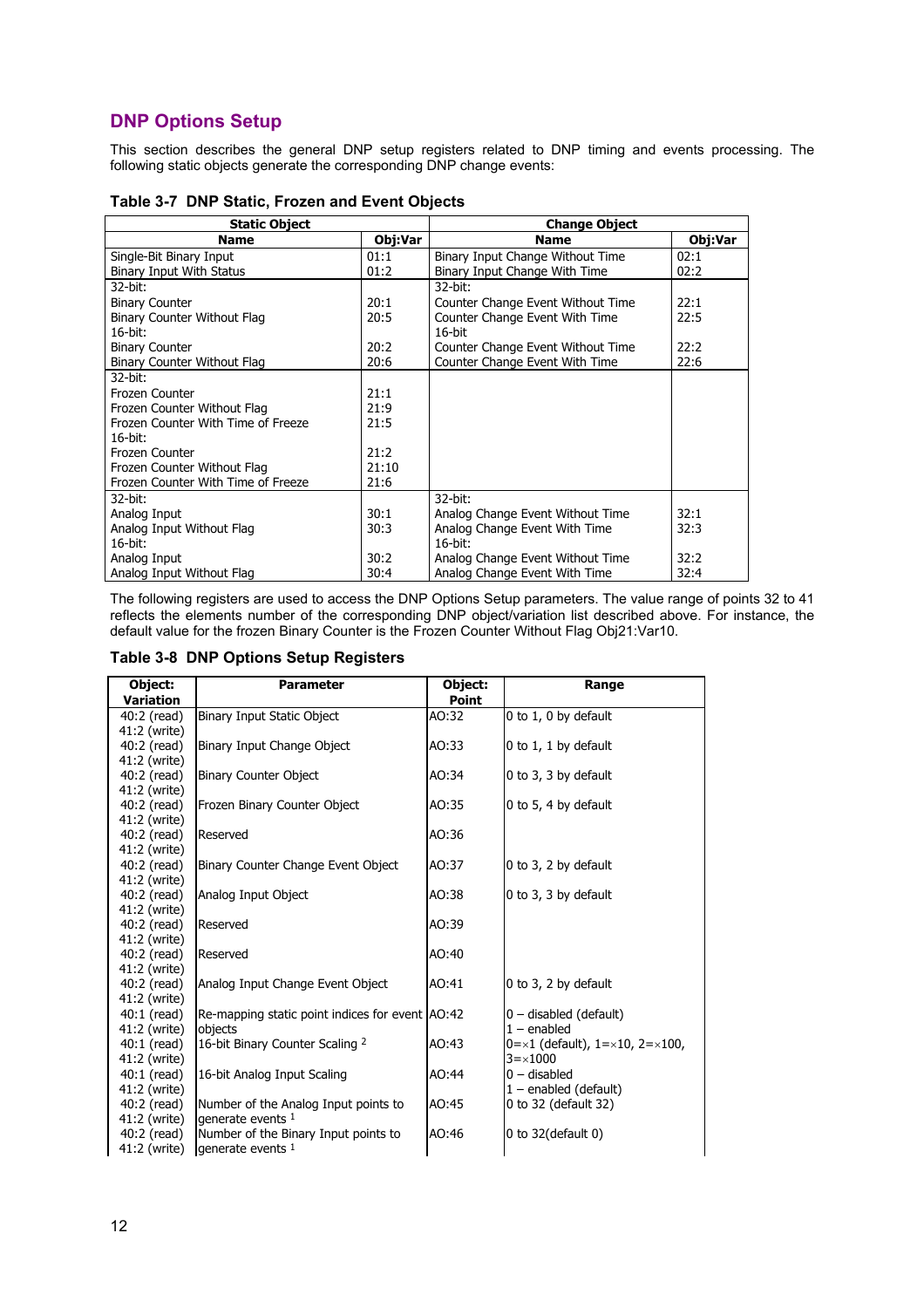## DNP Options Setup

This section describes the general DNP setup registers related to DNP timing and events processing. The following static objects generate the corresponding DNP change events:

**Table 3-7 DNP Static, Frozen and Event Objects**

| Static Object | | Change Object | |
|---|---|---|---|
| **Name** | **Obj:Var** | **Name** | **Obj:Var** |
| Single-Bit Binary Input<br>Binary Input With Status | 01:1<br>01:2 | Binary Input Change Without Time<br>Binary Input Change With Time | 02:1<br>02:2 |
| 32-bit:<br>Binary Counter<br>Binary Counter Without Flag<br>16-bit:<br>Binary Counter<br>Binary Counter Without Flag | <br>20:1<br>20:5<br><br>20:2<br>20:6 | 32-bit:<br>Counter Change Event Without Time<br>Counter Change Event With Time<br>16-bit<br>Counter Change Event Without Time<br>Counter Change Event With Time | <br>22:1<br>22:5<br><br>22:2<br>22:6 |
| 32-bit:<br>Frozen Counter<br>Frozen Counter Without Flag<br>Frozen Counter With Time of Freeze<br>16-bit:<br>Frozen Counter<br>Frozen Counter Without Flag<br>Frozen Counter With Time of Freeze | <br>21:1<br>21:9<br>21:5<br><br>21:2<br>21:10<br>21:6 | | |
| 32-bit:<br>Analog Input<br>Analog Input Without Flag<br>16-bit:<br>Analog Input<br>Analog Input Without Flag | <br>30:1<br>30:3<br><br>30:2<br>30:4 | 32-bit:<br>Analog Change Event Without Time<br>Analog Change Event With Time<br>16-bit:<br>Analog Change Event Without Time<br>Analog Change Event With Time | <br>32:1<br>32:3<br><br>32:2<br>32:4 |

The following registers are used to access the DNP Options Setup parameters. The value range of points 32 to 41 reflects the elements number of the corresponding DNP object/variation list described above. For instance, the default value for the frozen Binary Counter is the Frozen Counter Without Flag Obj21:Var10.

**Table 3-8 DNP Options Setup Registers**

| Object: Variation | Parameter | Object: Point | Range |
|---|---|---|---|
| 40:2 (read)<br>41:2 (write) | Binary Input Static Object | AO:32 | 0 to 1, 0 by default |
| 40:2 (read)<br>41:2 (write) | Binary Input Change Object | AO:33 | 0 to 1, 1 by default |
| 40:2 (read)<br>41:2 (write) | Binary Counter Object | AO:34 | 0 to 3, 3 by default |
| 40:2 (read)<br>41:2 (write) | Frozen Binary Counter Object | AO:35 | 0 to 5, 4 by default |
| 40:2 (read)<br>41:2 (write) | Reserved | AO:36 | |
| 40:2 (read)<br>41:2 (write) | Binary Counter Change Event Object | AO:37 | 0 to 3, 2 by default |
| 40:2 (read)<br>41:2 (write) | Analog Input Object | AO:38 | 0 to 3, 3 by default |
| 40:2 (read)<br>41:2 (write) | Reserved | AO:39 | |
| 40:2 (read)<br>41:2 (write) | Reserved | AO:40 | |
| 40:2 (read)<br>41:2 (write) | Analog Input Change Event Object | AO:41 | 0 to 3, 2 by default |
| 40:1 (read)<br>41:2 (write) | Re-mapping static point indices for event objects | AO:42 | 0 – disabled (default)<br>1 – enabled |
| 40:1 (read)<br>41:2 (write) | 16-bit Binary Counter Scaling [2] | AO:43 | 0=×1 (default), 1=×10, 2=×100, 3=×1000 |
| 40:1 (read)<br>41:2 (write) | 16-bit Analog Input Scaling | AO:44 | 0 – disabled<br>1 – enabled (default) |
| 40:2 (read)<br>41:2 (write) | Number of the Analog Input points to generate events [1] | AO:45 | 0 to 32 (default 32) |
| 40:2 (read)<br>41:2 (write) | Number of the Binary Input points to generate events [1] | AO:46 | 0 to 32(default 0) |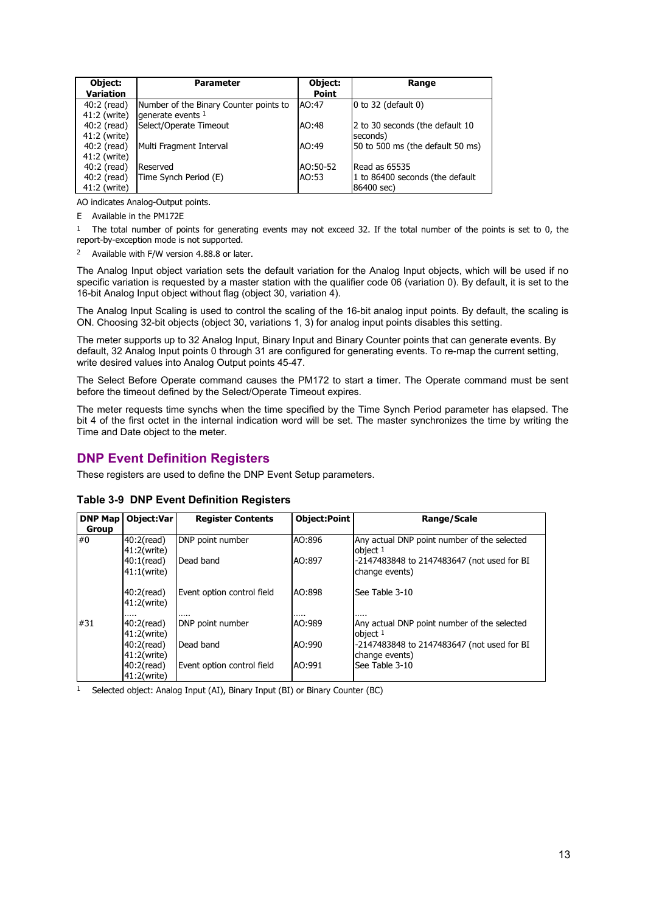| Object: Variation | Parameter | Object: Point | Range |
|---|---|---|---|
| 40:2 (read) 41:2 (write) | Number of the Binary Counter points to generate events [1] | AO:47 | 0 to 32 (default 0) |
| 40:2 (read) 41:2 (write) | Select/Operate Timeout | AO:48 | 2 to 30 seconds (the default 10 seconds) |
| 40:2 (read) 41:2 (write) | Multi Fragment Interval | AO:49 | 50 to 500 ms (the default 50 ms) |
| 40:2 (read) | Reserved | AO:50-52 | Read as 65535 |
| 40:2 (read) 41:2 (write) | Time Synch Period (E) | AO:53 | 1 to 86400 seconds (the default 86400 sec) |

AO indicates Analog-Output points.

E Available in the PM172E

[1] The total number of points for generating events may not exceed 32. If the total number of the points is set to 0, the report-by-exception mode is not supported.

[2] Available with F/W version 4.88.8 or later.

The Analog Input object variation sets the default variation for the Analog Input objects, which will be used if no specific variation is requested by a master station with the qualifier code 06 (variation 0). By default, it is set to the 16-bit Analog Input object without flag (object 30, variation 4).

The Analog Input Scaling is used to control the scaling of the 16-bit analog input points. By default, the scaling is ON. Choosing 32-bit objects (object 30, variations 1, 3) for analog input points disables this setting.

The meter supports up to 32 Analog Input, Binary Input and Binary Counter points that can generate events. By default, 32 Analog Input points 0 through 31 are configured for generating events. To re-map the current setting, write desired values into Analog Output points 45-47.

The Select Before Operate command causes the PM172 to start a timer. The Operate command must be sent before the timeout defined by the Select/Operate Timeout expires.

The meter requests time synchs when the time specified by the Time Synch Period parameter has elapsed. The bit 4 of the first octet in the internal indication word will be set. The master synchronizes the time by writing the Time and Date object to the meter.

## DNP Event Definition Registers

These registers are used to define the DNP Event Setup parameters.

**Table 3-9 DNP Event Definition Registers**

| DNP Map Group | Object:Var | Register Contents | Object:Point | Range/Scale |
|---|---|---|---|---|
| #0 | 40:2(read) 41:2(write) | DNP point number | AO:896 | Any actual DNP point number of the selected object [1] |
| | 40:1(read) 41:1(write) | Dead band | AO:897 | -2147483848 to 2147483647 (not used for BI change events) |
| | 40:2(read) 41:2(write) | Event option control field | AO:898 | See Table 3-10 |
| | ..... | ..... | ..... | ..... |
| #31 | 40:2(read) 41:2(write) | DNP point number | AO:989 | Any actual DNP point number of the selected object [1] |
| | 40:2(read) 41:2(write) | Dead band | AO:990 | -2147483848 to 2147483647 (not used for BI change events) |
| | 40:2(read) 41:2(write) | Event option control field | AO:991 | See Table 3-10 |

[1] Selected object: Analog Input (AI), Binary Input (BI) or Binary Counter (BC)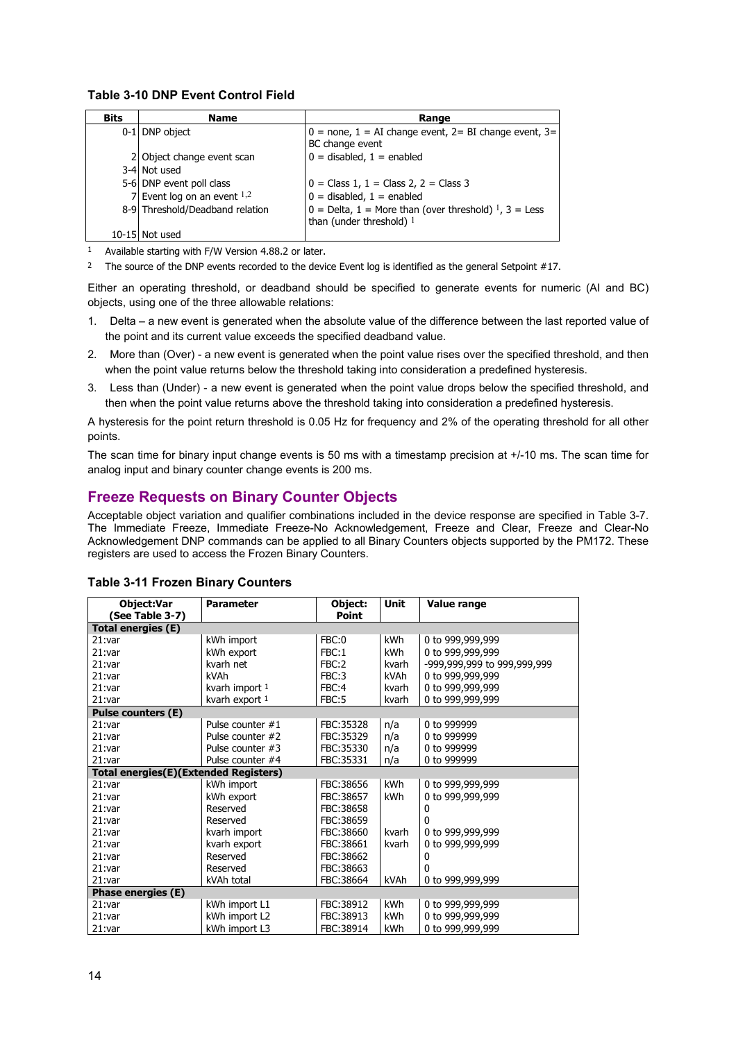**Table 3-10 DNP Event Control Field**

| Bits | Name | Range |
|---|---|---|
| 0-1 | DNP object | 0 = none, 1 = AI change event, 2= BI change event, 3= BC change event |
| 2 | Object change event scan | 0 = disabled, 1 = enabled |
| 3-4 | Not used | |
| 5-6 | DNP event poll class | 0 = Class 1, 1 = Class 2, 2 = Class 3 |
| 7 | Event log on an event [1,2] | 0 = disabled, 1 = enabled |
| 8-9 | Threshold/Deadband relation | 0 = Delta, 1 = More than (over threshold) [1], 3 = Less than (under threshold) [1] |
| 10-15 | Not used | |

[1] Available starting with F/W Version 4.88.2 or later.

[2] The source of the DNP events recorded to the device Event log is identified as the general Setpoint #17.

Either an operating threshold, or deadband should be specified to generate events for numeric (AI and BC) objects, using one of the three allowable relations:

1. Delta – a new event is generated when the absolute value of the difference between the last reported value of the point and its current value exceeds the specified deadband value.
2. More than (Over) - a new event is generated when the point value rises over the specified threshold, and then when the point value returns below the threshold taking into consideration a predefined hysteresis.
3. Less than (Under) - a new event is generated when the point value drops below the specified threshold, and then when the point value returns above the threshold taking into consideration a predefined hysteresis.

A hysteresis for the point return threshold is 0.05 Hz for frequency and 2% of the operating threshold for all other points.

The scan time for binary input change events is 50 ms with a timestamp precision at +/-10 ms. The scan time for analog input and binary counter change events is 200 ms.

## Freeze Requests on Binary Counter Objects

Acceptable object variation and qualifier combinations included in the device response are specified in Table 3-7. The Immediate Freeze, Immediate Freeze-No Acknowledgement, Freeze and Clear, Freeze and Clear-No Acknowledgement DNP commands can be applied to all Binary Counters objects supported by the PM172. These registers are used to access the Frozen Binary Counters.

**Table 3-11 Frozen Binary Counters**

| Object:Var (See Table 3-7) | Parameter | Object: Point | Unit | Value range |
|---|---|---|---|---|
| **Total energies (E)** | | | | |
| 21:var | kWh import | FBC:0 | kWh | 0 to 999,999,999 |
| 21:var | kWh export | FBC:1 | kWh | 0 to 999,999,999 |
| 21:var | kvarh net | FBC:2 | kvarh | -999,999,999 to 999,999,999 |
| 21:var | kVAh | FBC:3 | kVAh | 0 to 999,999,999 |
| 21:var | kvarh import [1] | FBC:4 | kvarh | 0 to 999,999,999 |
| 21:var | kvarh export [1] | FBC:5 | kvarh | 0 to 999,999,999 |
| **Pulse counters (E)** | | | | |
| 21:var | Pulse counter #1 | FBC:35328 | n/a | 0 to 999999 |
| 21:var | Pulse counter #2 | FBC:35329 | n/a | 0 to 999999 |
| 21:var | Pulse counter #3 | FBC:35330 | n/a | 0 to 999999 |
| 21:var | Pulse counter #4 | FBC:35331 | n/a | 0 to 999999 |
| **Total energies(E)(Extended Registers)** | | | | |
| 21:var | kWh import | FBC:38656 | kWh | 0 to 999,999,999 |
| 21:var | kWh export | FBC:38657 | kWh | 0 to 999,999,999 |
| 21:var | Reserved | FBC:38658 | | 0 |
| 21:var | Reserved | FBC:38659 | | 0 |
| 21:var | kvarh import | FBC:38660 | kvarh | 0 to 999,999,999 |
| 21:var | kvarh export | FBC:38661 | kvarh | 0 to 999,999,999 |
| 21:var | Reserved | FBC:38662 | | 0 |
| 21:var | Reserved | FBC:38663 | | 0 |
| 21:var | kVAh total | FBC:38664 | kVAh | 0 to 999,999,999 |
| **Phase energies (E)** | | | | |
| 21:var | kWh import L1 | FBC:38912 | kWh | 0 to 999,999,999 |
| 21:var | kWh import L2 | FBC:38913 | kWh | 0 to 999,999,999 |
| 21:var | kWh import L3 | FBC:38914 | kWh | 0 to 999,999,999 |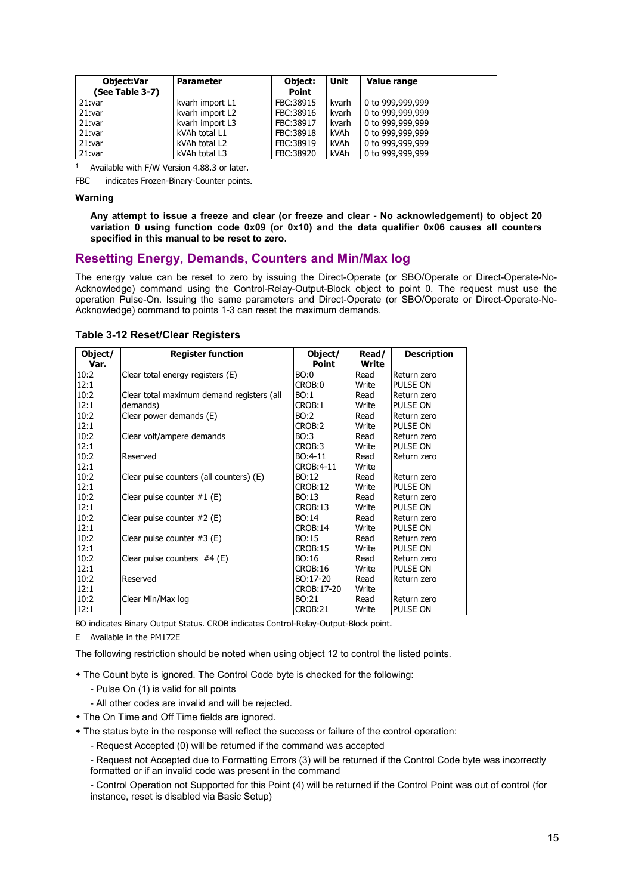| Object:Var (See Table 3-7) | Parameter | Object: Point | Unit | Value range |
|---|---|---|---|---|
| 21:var | kvarh import L1 | FBC:38915 | kvarh | 0 to 999,999,999 |
| 21:var | kvarh import L2 | FBC:38916 | kvarh | 0 to 999,999,999 |
| 21:var | kvarh import L3 | FBC:38917 | kvarh | 0 to 999,999,999 |
| 21:var | kVAh total L1 | FBC:38918 | kVAh | 0 to 999,999,999 |
| 21:var | kVAh total L2 | FBC:38919 | kVAh | 0 to 999,999,999 |
| 21:var | kVAh total L3 | FBC:38920 | kVAh | 0 to 999,999,999 |

[1] Available with F/W Version 4.88.3 or later.

FBC indicates Frozen-Binary-Counter points.

**Warning**

**Any attempt to issue a freeze and clear (or freeze and clear - No acknowledgement) to object 20 variation 0 using function code 0x09 (or 0x10) and the data qualifier 0x06 causes all counters specified in this manual to be reset to zero.**

## Resetting Energy, Demands, Counters and Min/Max log

The energy value can be reset to zero by issuing the Direct-Operate (or SBO/Operate or Direct-Operate-No-Acknowledge) command using the Control-Relay-Output-Block object to point 0. The request must use the operation Pulse-On. Issuing the same parameters and Direct-Operate (or SBO/Operate or Direct-Operate-No-Acknowledge) command to points 1-3 can reset the maximum demands.

### Table 3-12 Reset/Clear Registers

| Object/ Var. | Register function | Object/ Point | Read/ Write | Description |
|---|---|---|---|---|
| 10:2 | Clear total energy registers (E) | BO:0 | Read | Return zero |
| 12:1 | | CROB:0 | Write | PULSE ON |
| 10:2 | Clear total maximum demand registers (all | BO:1 | Read | Return zero |
| 12:1 | demands) | CROB:1 | Write | PULSE ON |
| 10:2 | Clear power demands (E) | BO:2 | Read | Return zero |
| 12:1 | | CROB:2 | Write | PULSE ON |
| 10:2 | Clear volt/ampere demands | BO:3 | Read | Return zero |
| 12:1 | | CROB:3 | Write | PULSE ON |
| 10:2 | Reserved | BO:4-11 | Read | Return zero |
| 12:1 | | CROB:4-11 | Write | |
| 10:2 | Clear pulse counters (all counters) (E) | BO:12 | Read | Return zero |
| 12:1 | | CROB:12 | Write | PULSE ON |
| 10:2 | Clear pulse counter #1 (E) | BO:13 | Read | Return zero |
| 12:1 | | CROB:13 | Write | PULSE ON |
| 10:2 | Clear pulse counter #2 (E) | BO:14 | Read | Return zero |
| 12:1 | | CROB:14 | Write | PULSE ON |
| 10:2 | Clear pulse counter #3 (E) | BO:15 | Read | Return zero |
| 12:1 | | CROB:15 | Write | PULSE ON |
| 10:2 | Clear pulse counters #4 (E) | BO:16 | Read | Return zero |
| 12:1 | | CROB:16 | Write | PULSE ON |
| 10:2 | Reserved | BO:17-20 | Read | Return zero |
| 12:1 | | CROB:17-20 | Write | |
| 10:2 | Clear Min/Max log | BO:21 | Read | Return zero |
| 12:1 | | CROB:21 | Write | PULSE ON |

BO indicates Binary Output Status. CROB indicates Control-Relay-Output-Block point.

E Available in the PM172E

The following restriction should be noted when using object 12 to control the listed points.

- The Count byte is ignored. The Control Code byte is checked for the following:
  - Pulse On (1) is valid for all points
  - All other codes are invalid and will be rejected.
- The On Time and Off Time fields are ignored.
- The status byte in the response will reflect the success or failure of the control operation:
  - Request Accepted (0) will be returned if the command was accepted
  - Request not Accepted due to Formatting Errors (3) will be returned if the Control Code byte was incorrectly formatted or if an invalid code was present in the command
  - Control Operation not Supported for this Point (4) will be returned if the Control Point was out of control (for instance, reset is disabled via Basic Setup)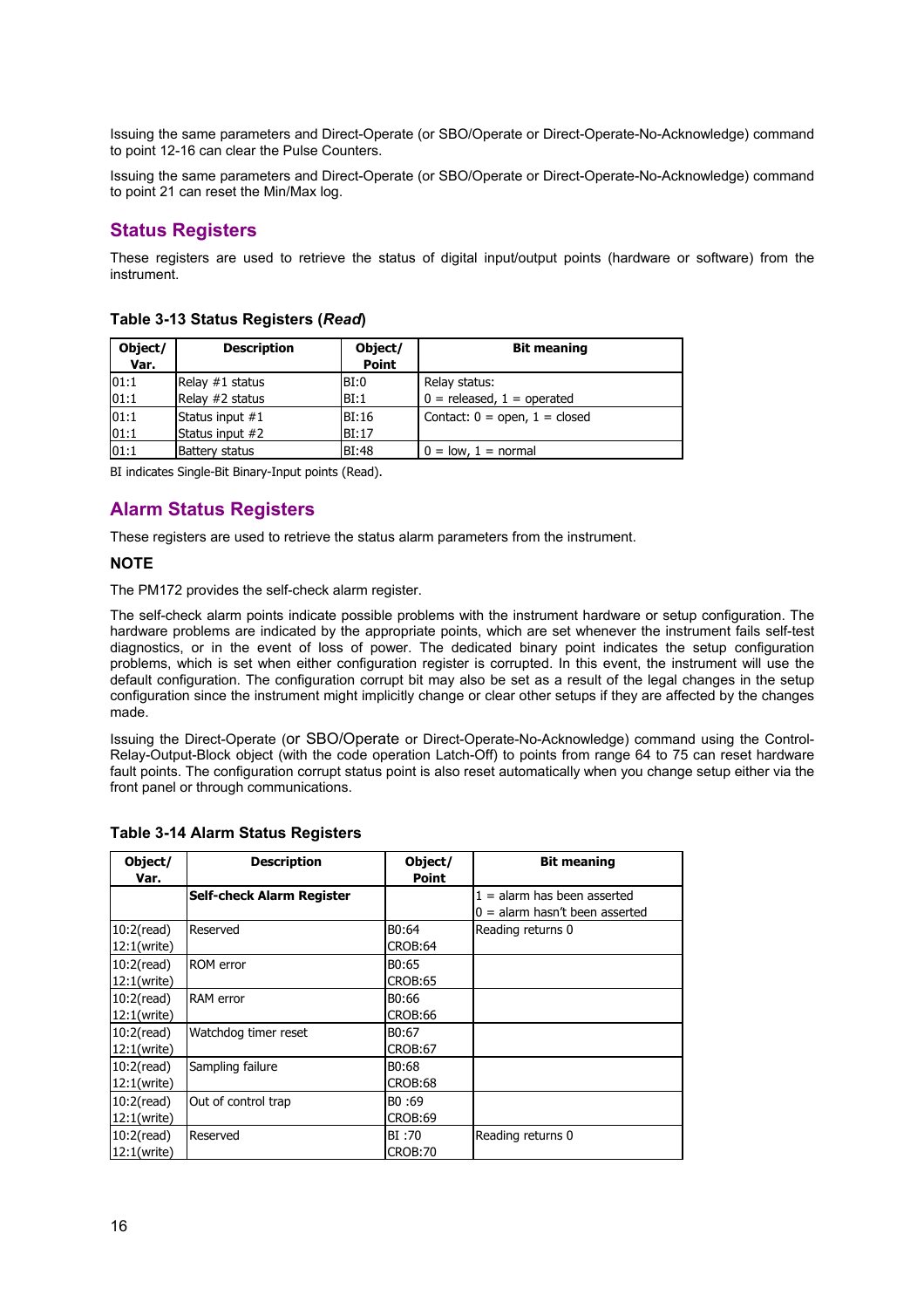Issuing the same parameters and Direct-Operate (or SBO/Operate or Direct-Operate-No-Acknowledge) command to point 12-16 can clear the Pulse Counters.

Issuing the same parameters and Direct-Operate (or SBO/Operate or Direct-Operate-No-Acknowledge) command to point 21 can reset the Min/Max log.

## Status Registers

These registers are used to retrieve the status of digital input/output points (hardware or software) from the instrument.

**Table 3-13 Status Registers (*Read*)**

| Object/ Var. | Description | Object/ Point | Bit meaning |
|---|---|---|---|
| 01:1<br>01:1 | Relay #1 status<br>Relay #2 status | BI:0<br>BI:1 | Relay status:<br>0 = released, 1 = operated |
| 01:1<br>01:1 | Status input #1<br>Status input #2 | BI:16<br>BI:17 | Contact: 0 = open, 1 = closed |
| 01:1 | Battery status | BI:48 | 0 = low, 1 = normal |

BI indicates Single-Bit Binary-Input points (Read).

## Alarm Status Registers

These registers are used to retrieve the status alarm parameters from the instrument.

### NOTE

The PM172 provides the self-check alarm register.

The self-check alarm points indicate possible problems with the instrument hardware or setup configuration. The hardware problems are indicated by the appropriate points, which are set whenever the instrument fails self-test diagnostics, or in the event of loss of power. The dedicated binary point indicates the setup configuration problems, which is set when either configuration register is corrupted. In this event, the instrument will use the default configuration. The configuration corrupt bit may also be set as a result of the legal changes in the setup configuration since the instrument might implicitly change or clear other setups if they are affected by the changes made.

Issuing the Direct-Operate (or SBO/Operate or Direct-Operate-No-Acknowledge) command using the Control-Relay-Output-Block object (with the code operation Latch-Off) to points from range 64 to 75 can reset hardware fault points. The configuration corrupt status point is also reset automatically when you change setup either via the front panel or through communications.

**Table 3-14 Alarm Status Registers**

| Object/ Var. | Description | Object/ Point | Bit meaning |
|---|---|---|---|
| | **Self-check Alarm Register** | | 1 = alarm has been asserted<br>0 = alarm hasn't been asserted |
| 10:2(read)<br>12:1(write) | Reserved | B0:64<br>CROB:64 | Reading returns 0 |
| 10:2(read)<br>12:1(write) | ROM error | B0:65<br>CROB:65 | |
| 10:2(read)<br>12:1(write) | RAM error | B0:66<br>CROB:66 | |
| 10:2(read)<br>12:1(write) | Watchdog timer reset | B0:67<br>CROB:67 | |
| 10:2(read)<br>12:1(write) | Sampling failure | B0:68<br>CROB:68 | |
| 10:2(read)<br>12:1(write) | Out of control trap | B0 :69<br>CROB:69 | |
| 10:2(read)<br>12:1(write) | Reserved | BI :70<br>CROB:70 | Reading returns 0 |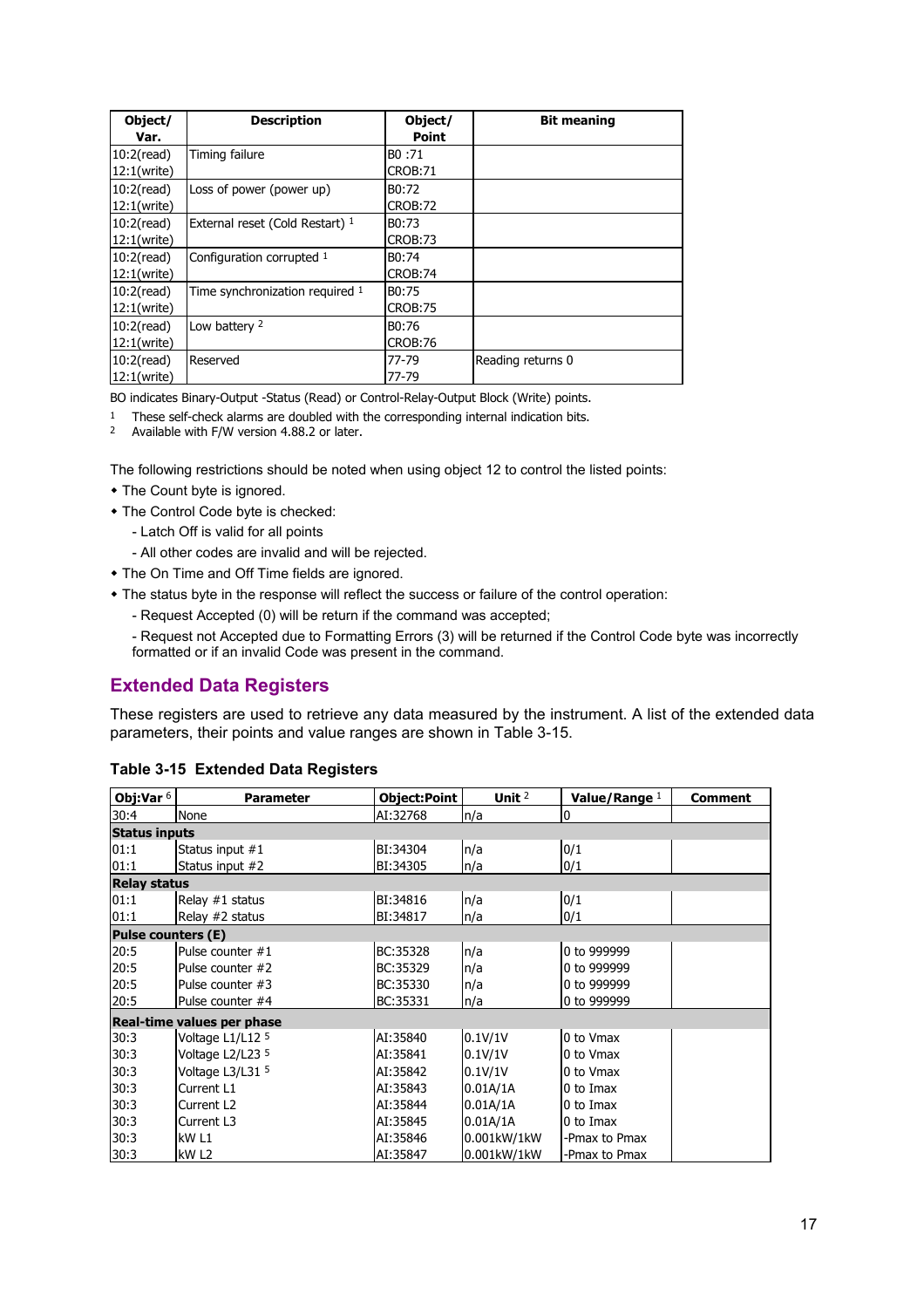| Object/ Var. | Description | Object/ Point | Bit meaning |
|---|---|---|---|
| 10:2(read) 12:1(write) | Timing failure | B0 :71 CROB:71 | |
| 10:2(read) 12:1(write) | Loss of power (power up) | B0:72 CROB:72 | |
| 10:2(read) 12:1(write) | External reset (Cold Restart) [1] | B0:73 CROB:73 | |
| 10:2(read) 12:1(write) | Configuration corrupted [1] | B0:74 CROB:74 | |
| 10:2(read) 12:1(write) | Time synchronization required [1] | B0:75 CROB:75 | |
| 10:2(read) 12:1(write) | Low battery [2] | B0:76 CROB:76 | |
| 10:2(read) 12:1(write) | Reserved | 77-79 77-79 | Reading returns 0 |

BO indicates Binary-Output -Status (Read) or Control-Relay-Output Block (Write) points.

[1] These self-check alarms are doubled with the corresponding internal indication bits.

[2] Available with F/W version 4.88.2 or later.

The following restrictions should be noted when using object 12 to control the listed points:

- The Count byte is ignored.
- The Control Code byte is checked:
  - Latch Off is valid for all points
  - All other codes are invalid and will be rejected.
- The On Time and Off Time fields are ignored.
- The status byte in the response will reflect the success or failure of the control operation:
  - Request Accepted (0) will be return if the command was accepted;
  - Request not Accepted due to Formatting Errors (3) will be returned if the Control Code byte was incorrectly formatted or if an invalid Code was present in the command.

## Extended Data Registers

These registers are used to retrieve any data measured by the instrument. A list of the extended data parameters, their points and value ranges are shown in Table 3-15.

**Table 3-15 Extended Data Registers**

| Obj:Var [6] | Parameter | Object:Point | Unit [2] | Value/Range [1] | Comment |
|---|---|---|---|---|---|
| 30:4 | None | AI:32768 | n/a | 0 | |
| **Status inputs** | | | | | |
| 01:1 | Status input #1 | BI:34304 | n/a | 0/1 | |
| 01:1 | Status input #2 | BI:34305 | n/a | 0/1 | |
| **Relay status** | | | | | |
| 01:1 | Relay #1 status | BI:34816 | n/a | 0/1 | |
| 01:1 | Relay #2 status | BI:34817 | n/a | 0/1 | |
| **Pulse counters (E)** | | | | | |
| 20:5 | Pulse counter #1 | BC:35328 | n/a | 0 to 999999 | |
| 20:5 | Pulse counter #2 | BC:35329 | n/a | 0 to 999999 | |
| 20:5 | Pulse counter #3 | BC:35330 | n/a | 0 to 999999 | |
| 20:5 | Pulse counter #4 | BC:35331 | n/a | 0 to 999999 | |
| **Real-time values per phase** | | | | | |
| 30:3 | Voltage L1/L12 [5] | AI:35840 | 0.1V/1V | 0 to Vmax | |
| 30:3 | Voltage L2/L23 [5] | AI:35841 | 0.1V/1V | 0 to Vmax | |
| 30:3 | Voltage L3/L31 [5] | AI:35842 | 0.1V/1V | 0 to Vmax | |
| 30:3 | Current L1 | AI:35843 | 0.01A/1A | 0 to Imax | |
| 30:3 | Current L2 | AI:35844 | 0.01A/1A | 0 to Imax | |
| 30:3 | Current L3 | AI:35845 | 0.01A/1A | 0 to Imax | |
| 30:3 | kW L1 | AI:35846 | 0.001kW/1kW | -Pmax to Pmax | |
| 30:3 | kW L2 | AI:35847 | 0.001kW/1kW | -Pmax to Pmax | |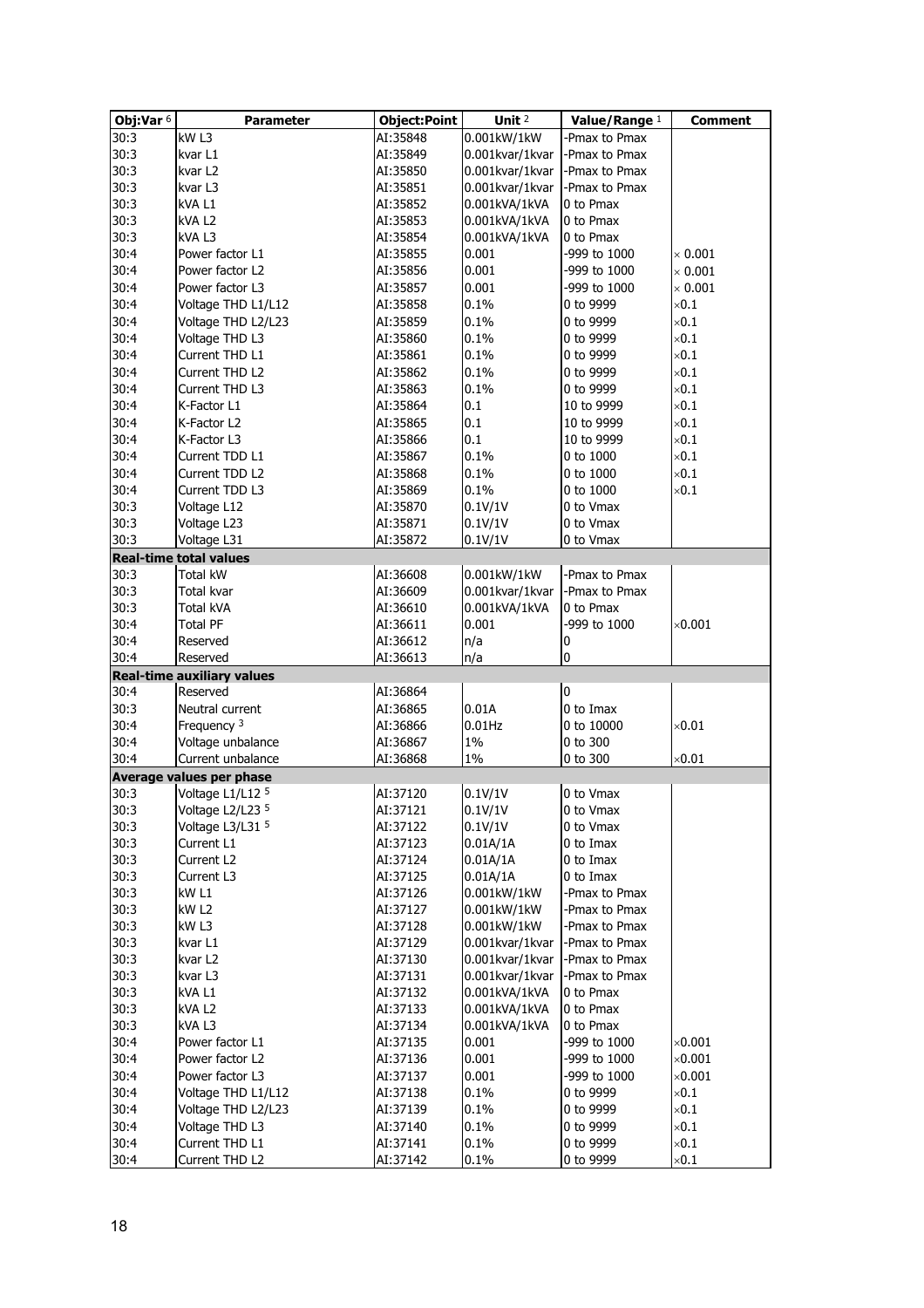| Obj:Var [6] | Parameter | Object:Point | Unit [2] | Value/Range [1] | Comment |
|---|---|---|---|---|---|
| 30:3 | kW L3 | AI:35848 | 0.001kW/1kW | -Pmax to Pmax | |
| 30:3 | kvar L1 | AI:35849 | 0.001kvar/1kvar | -Pmax to Pmax | |
| 30:3 | kvar L2 | AI:35850 | 0.001kvar/1kvar | -Pmax to Pmax | |
| 30:3 | kvar L3 | AI:35851 | 0.001kvar/1kvar | -Pmax to Pmax | |
| 30:3 | kVA L1 | AI:35852 | 0.001kVA/1kVA | 0 to Pmax | |
| 30:3 | kVA L2 | AI:35853 | 0.001kVA/1kVA | 0 to Pmax | |
| 30:3 | kVA L3 | AI:35854 | 0.001kVA/1kVA | 0 to Pmax | |
| 30:4 | Power factor L1 | AI:35855 | 0.001 | -999 to 1000 | × 0.001 |
| 30:4 | Power factor L2 | AI:35856 | 0.001 | -999 to 1000 | × 0.001 |
| 30:4 | Power factor L3 | AI:35857 | 0.001 | -999 to 1000 | × 0.001 |
| 30:4 | Voltage THD L1/L12 | AI:35858 | 0.1% | 0 to 9999 | ×0.1 |
| 30:4 | Voltage THD L2/L23 | AI:35859 | 0.1% | 0 to 9999 | ×0.1 |
| 30:4 | Voltage THD L3 | AI:35860 | 0.1% | 0 to 9999 | ×0.1 |
| 30:4 | Current THD L1 | AI:35861 | 0.1% | 0 to 9999 | ×0.1 |
| 30:4 | Current THD L2 | AI:35862 | 0.1% | 0 to 9999 | ×0.1 |
| 30:4 | Current THD L3 | AI:35863 | 0.1% | 0 to 9999 | ×0.1 |
| 30:4 | K-Factor L1 | AI:35864 | 0.1 | 10 to 9999 | ×0.1 |
| 30:4 | K-Factor L2 | AI:35865 | 0.1 | 10 to 9999 | ×0.1 |
| 30:4 | K-Factor L3 | AI:35866 | 0.1 | 10 to 9999 | ×0.1 |
| 30:4 | Current TDD L1 | AI:35867 | 0.1% | 0 to 1000 | ×0.1 |
| 30:4 | Current TDD L2 | AI:35868 | 0.1% | 0 to 1000 | ×0.1 |
| 30:4 | Current TDD L3 | AI:35869 | 0.1% | 0 to 1000 | ×0.1 |
| 30:3 | Voltage L12 | AI:35870 | 0.1V/1V | 0 to Vmax | |
| 30:3 | Voltage L23 | AI:35871 | 0.1V/1V | 0 to Vmax | |
| 30:3 | Voltage L31 | AI:35872 | 0.1V/1V | 0 to Vmax | |
| **Real-time total values** | | | | | |
| 30:3 | Total kW | AI:36608 | 0.001kW/1kW | -Pmax to Pmax | |
| 30:3 | Total kvar | AI:36609 | 0.001kvar/1kvar | -Pmax to Pmax | |
| 30:3 | Total kVA | AI:36610 | 0.001kVA/1kVA | 0 to Pmax | |
| 30:4 | Total PF | AI:36611 | 0.001 | -999 to 1000 | ×0.001 |
| 30:4 | Reserved | AI:36612 | n/a | 0 | |
| 30:4 | Reserved | AI:36613 | n/a | 0 | |
| **Real-time auxiliary values** | | | | | |
| 30:4 | Reserved | AI:36864 | | 0 | |
| 30:3 | Neutral current | AI:36865 | 0.01A | 0 to Imax | |
| 30:4 | Frequency [3] | AI:36866 | 0.01Hz | 0 to 10000 | ×0.01 |
| 30:4 | Voltage unbalance | AI:36867 | 1% | 0 to 300 | |
| 30:4 | Current unbalance | AI:36868 | 1% | 0 to 300 | ×0.01 |
| **Average values per phase** | | | | | |
| 30:3 | Voltage L1/L12 [5] | AI:37120 | 0.1V/1V | 0 to Vmax | |
| 30:3 | Voltage L2/L23 [5] | AI:37121 | 0.1V/1V | 0 to Vmax | |
| 30:3 | Voltage L3/L31 [5] | AI:37122 | 0.1V/1V | 0 to Vmax | |
| 30:3 | Current L1 | AI:37123 | 0.01A/1A | 0 to Imax | |
| 30:3 | Current L2 | AI:37124 | 0.01A/1A | 0 to Imax | |
| 30:3 | Current L3 | AI:37125 | 0.01A/1A | 0 to Imax | |
| 30:3 | kW L1 | AI:37126 | 0.001kW/1kW | -Pmax to Pmax | |
| 30:3 | kW L2 | AI:37127 | 0.001kW/1kW | -Pmax to Pmax | |
| 30:3 | kW L3 | AI:37128 | 0.001kW/1kW | -Pmax to Pmax | |
| 30:3 | kvar L1 | AI:37129 | 0.001kvar/1kvar | -Pmax to Pmax | |
| 30:3 | kvar L2 | AI:37130 | 0.001kvar/1kvar | -Pmax to Pmax | |
| 30:3 | kvar L3 | AI:37131 | 0.001kvar/1kvar | -Pmax to Pmax | |
| 30:3 | kVA L1 | AI:37132 | 0.001kVA/1kVA | 0 to Pmax | |
| 30:3 | kVA L2 | AI:37133 | 0.001kVA/1kVA | 0 to Pmax | |
| 30:3 | kVA L3 | AI:37134 | 0.001kVA/1kVA | 0 to Pmax | |
| 30:4 | Power factor L1 | AI:37135 | 0.001 | -999 to 1000 | ×0.001 |
| 30:4 | Power factor L2 | AI:37136 | 0.001 | -999 to 1000 | ×0.001 |
| 30:4 | Power factor L3 | AI:37137 | 0.001 | -999 to 1000 | ×0.001 |
| 30:4 | Voltage THD L1/L12 | AI:37138 | 0.1% | 0 to 9999 | ×0.1 |
| 30:4 | Voltage THD L2/L23 | AI:37139 | 0.1% | 0 to 9999 | ×0.1 |
| 30:4 | Voltage THD L3 | AI:37140 | 0.1% | 0 to 9999 | ×0.1 |
| 30:4 | Current THD L1 | AI:37141 | 0.1% | 0 to 9999 | ×0.1 |
| 30:4 | Current THD L2 | AI:37142 | 0.1% | 0 to 9999 | ×0.1 |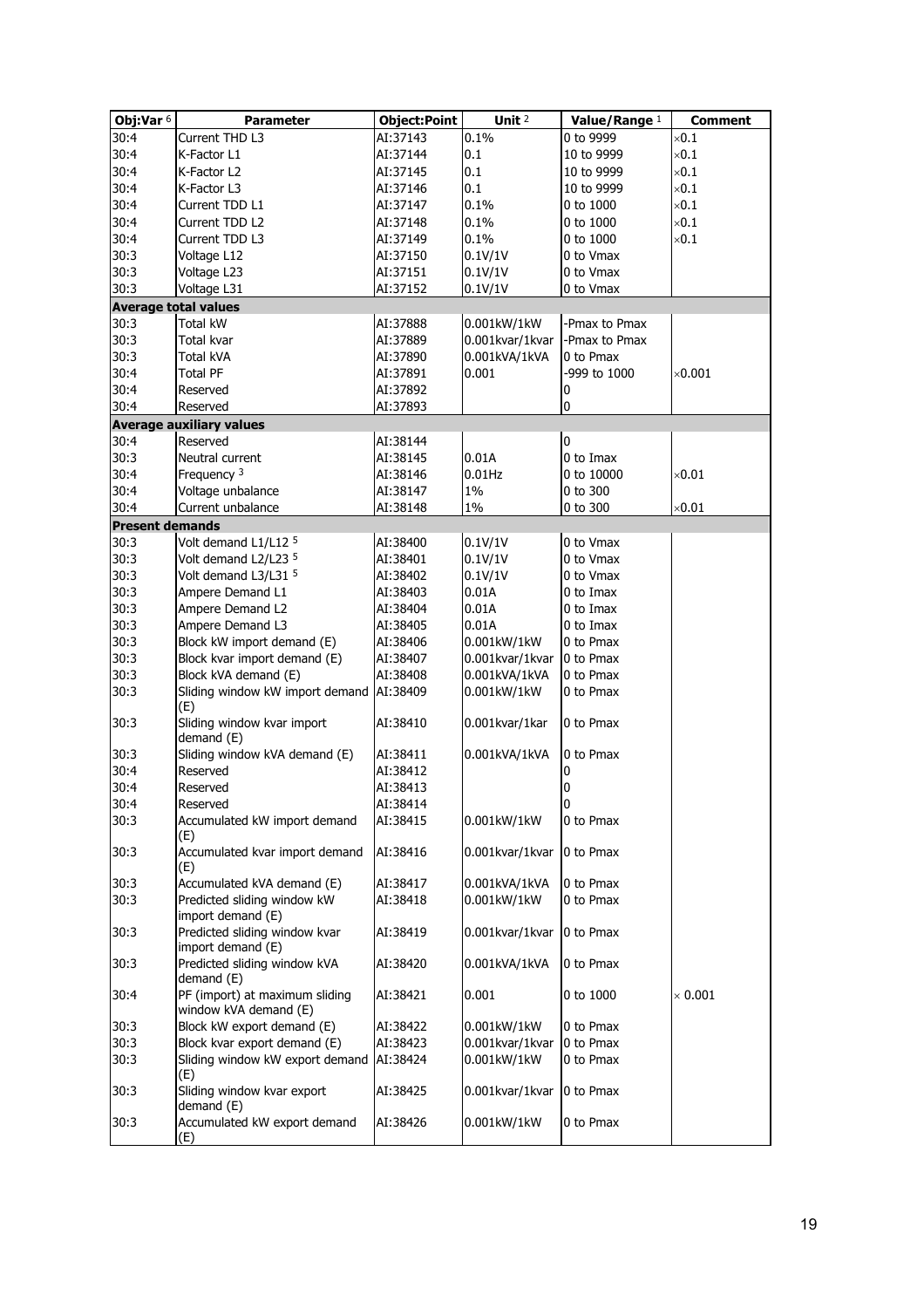| Obj:Var [6] | Parameter | Object:Point | Unit [2] | Value/Range [1] | Comment |
|---|---|---|---|---|---|
| 30:4 | Current THD L3 | AI:37143 | 0.1% | 0 to 9999 | ×0.1 |
| 30:4 | K-Factor L1 | AI:37144 | 0.1 | 10 to 9999 | ×0.1 |
| 30:4 | K-Factor L2 | AI:37145 | 0.1 | 10 to 9999 | ×0.1 |
| 30:4 | K-Factor L3 | AI:37146 | 0.1 | 10 to 9999 | ×0.1 |
| 30:4 | Current TDD L1 | AI:37147 | 0.1% | 0 to 1000 | ×0.1 |
| 30:4 | Current TDD L2 | AI:37148 | 0.1% | 0 to 1000 | ×0.1 |
| 30:4 | Current TDD L3 | AI:37149 | 0.1% | 0 to 1000 | ×0.1 |
| 30:3 | Voltage L12 | AI:37150 | 0.1V/1V | 0 to Vmax | |
| 30:3 | Voltage L23 | AI:37151 | 0.1V/1V | 0 to Vmax | |
| 30:3 | Voltage L31 | AI:37152 | 0.1V/1V | 0 to Vmax | |
| **Average total values** | | | | | |
| 30:3 | Total kW | AI:37888 | 0.001kW/1kW | -Pmax to Pmax | |
| 30:3 | Total kvar | AI:37889 | 0.001kvar/1kvar | -Pmax to Pmax | |
| 30:3 | Total kVA | AI:37890 | 0.001kVA/1kVA | 0 to Pmax | |
| 30:4 | Total PF | AI:37891 | 0.001 | -999 to 1000 | ×0.001 |
| 30:4 | Reserved | AI:37892 | | 0 | |
| 30:4 | Reserved | AI:37893 | | 0 | |
| **Average auxiliary values** | | | | | |
| 30:4 | Reserved | AI:38144 | | 0 | |
| 30:3 | Neutral current | AI:38145 | 0.01A | 0 to Imax | |
| 30:4 | Frequency [3] | AI:38146 | 0.01Hz | 0 to 10000 | ×0.01 |
| 30:4 | Voltage unbalance | AI:38147 | 1% | 0 to 300 | |
| 30:4 | Current unbalance | AI:38148 | 1% | 0 to 300 | ×0.01 |
| **Present demands** | | | | | |
| 30:3 | Volt demand L1/L12 [5] | AI:38400 | 0.1V/1V | 0 to Vmax | |
| 30:3 | Volt demand L2/L23 [5] | AI:38401 | 0.1V/1V | 0 to Vmax | |
| 30:3 | Volt demand L3/L31 [5] | AI:38402 | 0.1V/1V | 0 to Vmax | |
| 30:3 | Ampere Demand L1 | AI:38403 | 0.01A | 0 to Imax | |
| 30:3 | Ampere Demand L2 | AI:38404 | 0.01A | 0 to Imax | |
| 30:3 | Ampere Demand L3 | AI:38405 | 0.01A | 0 to Imax | |
| 30:3 | Block kW import demand (E) | AI:38406 | 0.001kW/1kW | 0 to Pmax | |
| 30:3 | Block kvar import demand (E) | AI:38407 | 0.001kvar/1kvar | 0 to Pmax | |
| 30:3 | Block kVA demand (E) | AI:38408 | 0.001kVA/1kVA | 0 to Pmax | |
| 30:3 | Sliding window kW import demand (E) | AI:38409 | 0.001kW/1kW | 0 to Pmax | |
| 30:3 | Sliding window kvar import demand (E) | AI:38410 | 0.001kvar/1kar | 0 to Pmax | |
| 30:3 | Sliding window kVA demand (E) | AI:38411 | 0.001kVA/1kVA | 0 to Pmax | |
| 30:4 | Reserved | AI:38412 | | 0 | |
| 30:4 | Reserved | AI:38413 | | 0 | |
| 30:4 | Reserved | AI:38414 | | 0 | |
| 30:3 | Accumulated kW import demand (E) | AI:38415 | 0.001kW/1kW | 0 to Pmax | |
| 30:3 | Accumulated kvar import demand (E) | AI:38416 | 0.001kvar/1kvar | 0 to Pmax | |
| 30:3 | Accumulated kVA demand (E) | AI:38417 | 0.001kVA/1kVA | 0 to Pmax | |
| 30:3 | Predicted sliding window kW import demand (E) | AI:38418 | 0.001kW/1kW | 0 to Pmax | |
| 30:3 | Predicted sliding window kvar import demand (E) | AI:38419 | 0.001kvar/1kvar | 0 to Pmax | |
| 30:3 | Predicted sliding window kVA demand (E) | AI:38420 | 0.001kVA/1kVA | 0 to Pmax | |
| 30:4 | PF (import) at maximum sliding window kVA demand (E) | AI:38421 | 0.001 | 0 to 1000 | × 0.001 |
| 30:3 | Block kW export demand (E) | AI:38422 | 0.001kW/1kW | 0 to Pmax | |
| 30:3 | Block kvar export demand (E) | AI:38423 | 0.001kvar/1kvar | 0 to Pmax | |
| 30:3 | Sliding window kW export demand (E) | AI:38424 | 0.001kW/1kW | 0 to Pmax | |
| 30:3 | Sliding window kvar export demand (E) | AI:38425 | 0.001kvar/1kvar | 0 to Pmax | |
| 30:3 | Accumulated kW export demand (E) | AI:38426 | 0.001kW/1kW | 0 to Pmax | |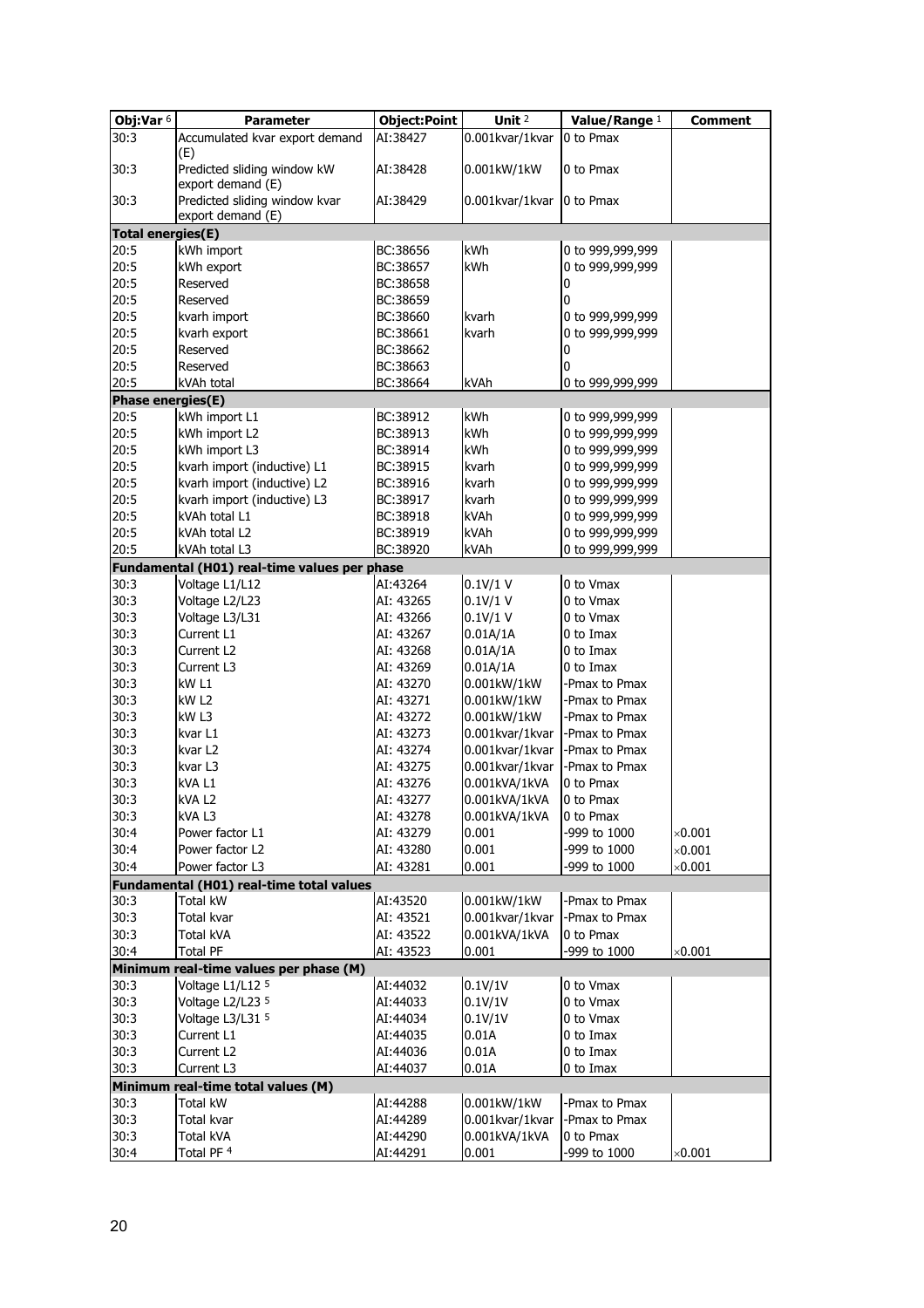| Obj:Var [6] | Parameter | Object:Point | Unit [2] | Value/Range [1] | Comment |
|---|---|---|---|---|---|
| 30:3 | Accumulated kvar export demand (E) | AI:38427 | 0.001kvar/1kvar | 0 to Pmax | |
| 30:3 | Predicted sliding window kW export demand (E) | AI:38428 | 0.001kW/1kW | 0 to Pmax | |
| 30:3 | Predicted sliding window kvar export demand (E) | AI:38429 | 0.001kvar/1kvar | 0 to Pmax | |
| **Total energies(E)** | | | | | |
| 20:5 | kWh import | BC:38656 | kWh | 0 to 999,999,999 | |
| 20:5 | kWh export | BC:38657 | kWh | 0 to 999,999,999 | |
| 20:5 | Reserved | BC:38658 | | 0 | |
| 20:5 | Reserved | BC:38659 | | 0 | |
| 20:5 | kvarh import | BC:38660 | kvarh | 0 to 999,999,999 | |
| 20:5 | kvarh export | BC:38661 | kvarh | 0 to 999,999,999 | |
| 20:5 | Reserved | BC:38662 | | 0 | |
| 20:5 | Reserved | BC:38663 | | 0 | |
| 20:5 | kVAh total | BC:38664 | kVAh | 0 to 999,999,999 | |
| **Phase energies(E)** | | | | | |
| 20:5 | kWh import L1 | BC:38912 | kWh | 0 to 999,999,999 | |
| 20:5 | kWh import L2 | BC:38913 | kWh | 0 to 999,999,999 | |
| 20:5 | kWh import L3 | BC:38914 | kWh | 0 to 999,999,999 | |
| 20:5 | kvarh import (inductive) L1 | BC:38915 | kvarh | 0 to 999,999,999 | |
| 20:5 | kvarh import (inductive) L2 | BC:38916 | kvarh | 0 to 999,999,999 | |
| 20:5 | kvarh import (inductive) L3 | BC:38917 | kvarh | 0 to 999,999,999 | |
| 20:5 | kVAh total L1 | BC:38918 | kVAh | 0 to 999,999,999 | |
| 20:5 | kVAh total L2 | BC:38919 | kVAh | 0 to 999,999,999 | |
| 20:5 | kVAh total L3 | BC:38920 | kVAh | 0 to 999,999,999 | |
| **Fundamental (H01) real-time values per phase** | | | | | |
| 30:3 | Voltage L1/L12 | AI:43264 | 0.1V/1 V | 0 to Vmax | |
| 30:3 | Voltage L2/L23 | AI: 43265 | 0.1V/1 V | 0 to Vmax | |
| 30:3 | Voltage L3/L31 | AI: 43266 | 0.1V/1 V | 0 to Vmax | |
| 30:3 | Current L1 | AI: 43267 | 0.01A/1A | 0 to Imax | |
| 30:3 | Current L2 | AI: 43268 | 0.01A/1A | 0 to Imax | |
| 30:3 | Current L3 | AI: 43269 | 0.01A/1A | 0 to Imax | |
| 30:3 | kW L1 | AI: 43270 | 0.001kW/1kW | -Pmax to Pmax | |
| 30:3 | kW L2 | AI: 43271 | 0.001kW/1kW | -Pmax to Pmax | |
| 30:3 | kW L3 | AI: 43272 | 0.001kW/1kW | -Pmax to Pmax | |
| 30:3 | kvar L1 | AI: 43273 | 0.001kvar/1kvar | -Pmax to Pmax | |
| 30:3 | kvar L2 | AI: 43274 | 0.001kvar/1kvar | -Pmax to Pmax | |
| 30:3 | kvar L3 | AI: 43275 | 0.001kvar/1kvar | -Pmax to Pmax | |
| 30:3 | kVA L1 | AI: 43276 | 0.001kVA/1kVA | 0 to Pmax | |
| 30:3 | kVA L2 | AI: 43277 | 0.001kVA/1kVA | 0 to Pmax | |
| 30:3 | kVA L3 | AI: 43278 | 0.001kVA/1kVA | 0 to Pmax | |
| 30:4 | Power factor L1 | AI: 43279 | 0.001 | -999 to 1000 | ×0.001 |
| 30:4 | Power factor L2 | AI: 43280 | 0.001 | -999 to 1000 | ×0.001 |
| 30:4 | Power factor L3 | AI: 43281 | 0.001 | -999 to 1000 | ×0.001 |
| **Fundamental (H01) real-time total values** | | | | | |
| 30:3 | Total kW | AI:43520 | 0.001kW/1kW | -Pmax to Pmax | |
| 30:3 | Total kvar | AI: 43521 | 0.001kvar/1kvar | -Pmax to Pmax | |
| 30:3 | Total kVA | AI: 43522 | 0.001kVA/1kVA | 0 to Pmax | |
| 30:4 | Total PF | AI: 43523 | 0.001 | -999 to 1000 | ×0.001 |
| **Minimum real-time values per phase (M)** | | | | | |
| 30:3 | Voltage L1/L12 [5] | AI:44032 | 0.1V/1V | 0 to Vmax | |
| 30:3 | Voltage L2/L23 [5] | AI:44033 | 0.1V/1V | 0 to Vmax | |
| 30:3 | Voltage L3/L31 [5] | AI:44034 | 0.1V/1V | 0 to Vmax | |
| 30:3 | Current L1 | AI:44035 | 0.01A | 0 to Imax | |
| 30:3 | Current L2 | AI:44036 | 0.01A | 0 to Imax | |
| 30:3 | Current L3 | AI:44037 | 0.01A | 0 to Imax | |
| **Minimum real-time total values (M)** | | | | | |
| 30:3 | Total kW | AI:44288 | 0.001kW/1kW | -Pmax to Pmax | |
| 30:3 | Total kvar | AI:44289 | 0.001kvar/1kvar | -Pmax to Pmax | |
| 30:3 | Total kVA | AI:44290 | 0.001kVA/1kVA | 0 to Pmax | |
| 30:4 | Total PF [4] | AI:44291 | 0.001 | -999 to 1000 | ×0.001 |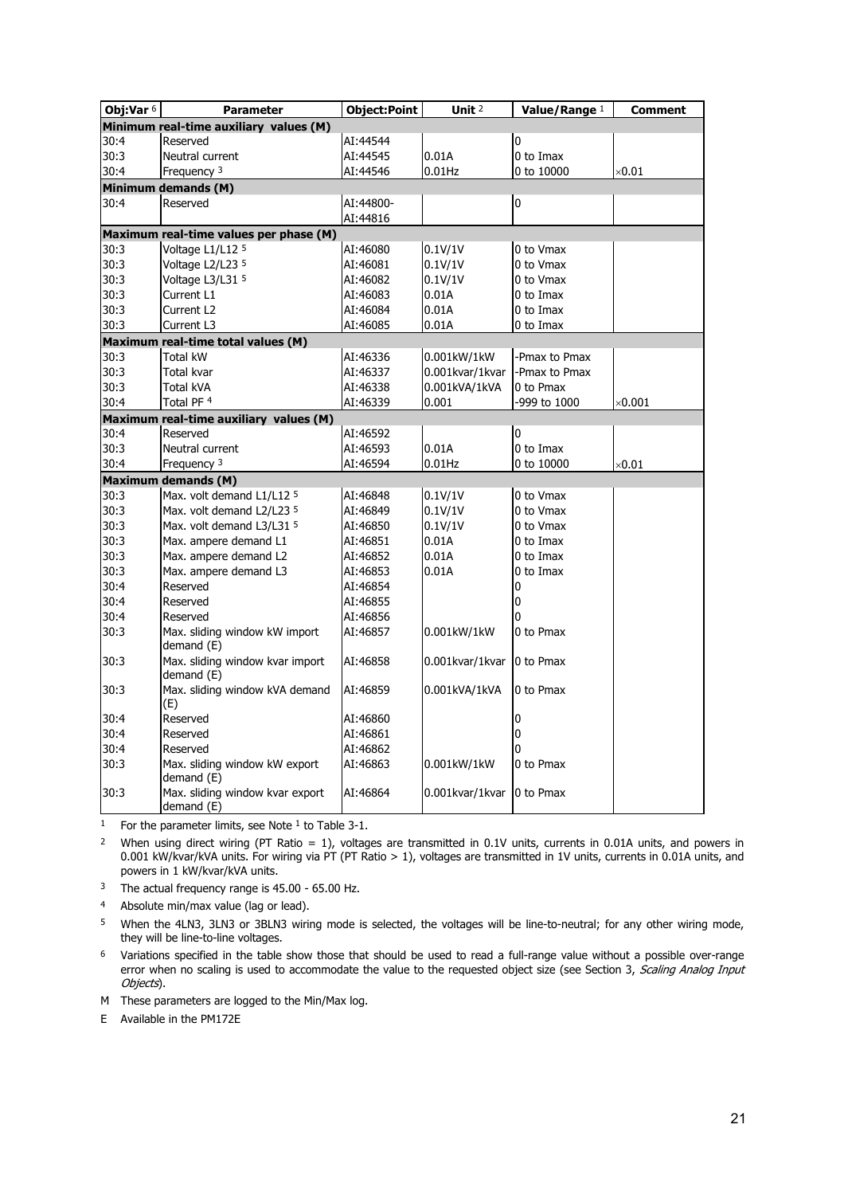| Obj:Var [6] | Parameter | Object:Point | Unit [2] | Value/Range [1] | Comment |
|---|---|---|---|---|---|
| **Minimum real-time auxiliary values (M)** | | | | | |
| 30:4 | Reserved | AI:44544 | | 0 | |
| 30:3 | Neutral current | AI:44545 | 0.01A | 0 to Imax | |
| 30:4 | Frequency [3] | AI:44546 | 0.01Hz | 0 to 10000 | ×0.01 |
| **Minimum demands (M)** | | | | | |
| 30:4 | Reserved | AI:44800-AI:44816 | | 0 | |
| **Maximum real-time values per phase (M)** | | | | | |
| 30:3 | Voltage L1/L12 [5] | AI:46080 | 0.1V/1V | 0 to Vmax | |
| 30:3 | Voltage L2/L23 [5] | AI:46081 | 0.1V/1V | 0 to Vmax | |
| 30:3 | Voltage L3/L31 [5] | AI:46082 | 0.1V/1V | 0 to Vmax | |
| 30:3 | Current L1 | AI:46083 | 0.01A | 0 to Imax | |
| 30:3 | Current L2 | AI:46084 | 0.01A | 0 to Imax | |
| 30:3 | Current L3 | AI:46085 | 0.01A | 0 to Imax | |
| **Maximum real-time total values (M)** | | | | | |
| 30:3 | Total kW | AI:46336 | 0.001kW/1kW | -Pmax to Pmax | |
| 30:3 | Total kvar | AI:46337 | 0.001kvar/1kvar | -Pmax to Pmax | |
| 30:3 | Total kVA | AI:46338 | 0.001kVA/1kVA | 0 to Pmax | |
| 30:4 | Total PF [4] | AI:46339 | 0.001 | -999 to 1000 | ×0.001 |
| **Maximum real-time auxiliary values (M)** | | | | | |
| 30:4 | Reserved | AI:46592 | | 0 | |
| 30:3 | Neutral current | AI:46593 | 0.01A | 0 to Imax | |
| 30:4 | Frequency [3] | AI:46594 | 0.01Hz | 0 to 10000 | ×0.01 |
| **Maximum demands (M)** | | | | | |
| 30:3 | Max. volt demand L1/L12 [5] | AI:46848 | 0.1V/1V | 0 to Vmax | |
| 30:3 | Max. volt demand L2/L23 [5] | AI:46849 | 0.1V/1V | 0 to Vmax | |
| 30:3 | Max. volt demand L3/L31 [5] | AI:46850 | 0.1V/1V | 0 to Vmax | |
| 30:3 | Max. ampere demand L1 | AI:46851 | 0.01A | 0 to Imax | |
| 30:3 | Max. ampere demand L2 | AI:46852 | 0.01A | 0 to Imax | |
| 30:3 | Max. ampere demand L3 | AI:46853 | 0.01A | 0 to Imax | |
| 30:4 | Reserved | AI:46854 | | 0 | |
| 30:4 | Reserved | AI:46855 | | 0 | |
| 30:4 | Reserved | AI:46856 | | 0 | |
| 30:3 | Max. sliding window kW import demand (E) | AI:46857 | 0.001kW/1kW | 0 to Pmax | |
| 30:3 | Max. sliding window kvar import demand (E) | AI:46858 | 0.001kvar/1kvar | 0 to Pmax | |
| 30:3 | Max. sliding window kVA demand (E) | AI:46859 | 0.001kVA/1kVA | 0 to Pmax | |
| 30:4 | Reserved | AI:46860 | | 0 | |
| 30:4 | Reserved | AI:46861 | | 0 | |
| 30:4 | Reserved | AI:46862 | | 0 | |
| 30:3 | Max. sliding window kW export demand (E) | AI:46863 | 0.001kW/1kW | 0 to Pmax | |
| 30:3 | Max. sliding window kvar export demand (E) | AI:46864 | 0.001kvar/1kvar | 0 to Pmax | |

[1] For the parameter limits, see Note [1] to Table 3-1.

[2] When using direct wiring (PT Ratio = 1), voltages are transmitted in 0.1V units, currents in 0.01A units, and powers in 0.001 kW/kvar/kVA units. For wiring via PT (PT Ratio > 1), voltages are transmitted in 1V units, currents in 0.01A units, and powers in 1 kW/kvar/kVA units.

[3] The actual frequency range is 45.00 - 65.00 Hz.

[4] Absolute min/max value (lag or lead).

[5] When the 4LN3, 3LN3 or 3BLN3 wiring mode is selected, the voltages will be line-to-neutral; for any other wiring mode, they will be line-to-line voltages.

[6] Variations specified in the table show those that should be used to read a full-range value without a possible over-range error when no scaling is used to accommodate the value to the requested object size (see Section 3, *Scaling Analog Input Objects*).

M These parameters are logged to the Min/Max log.

E Available in the PM172E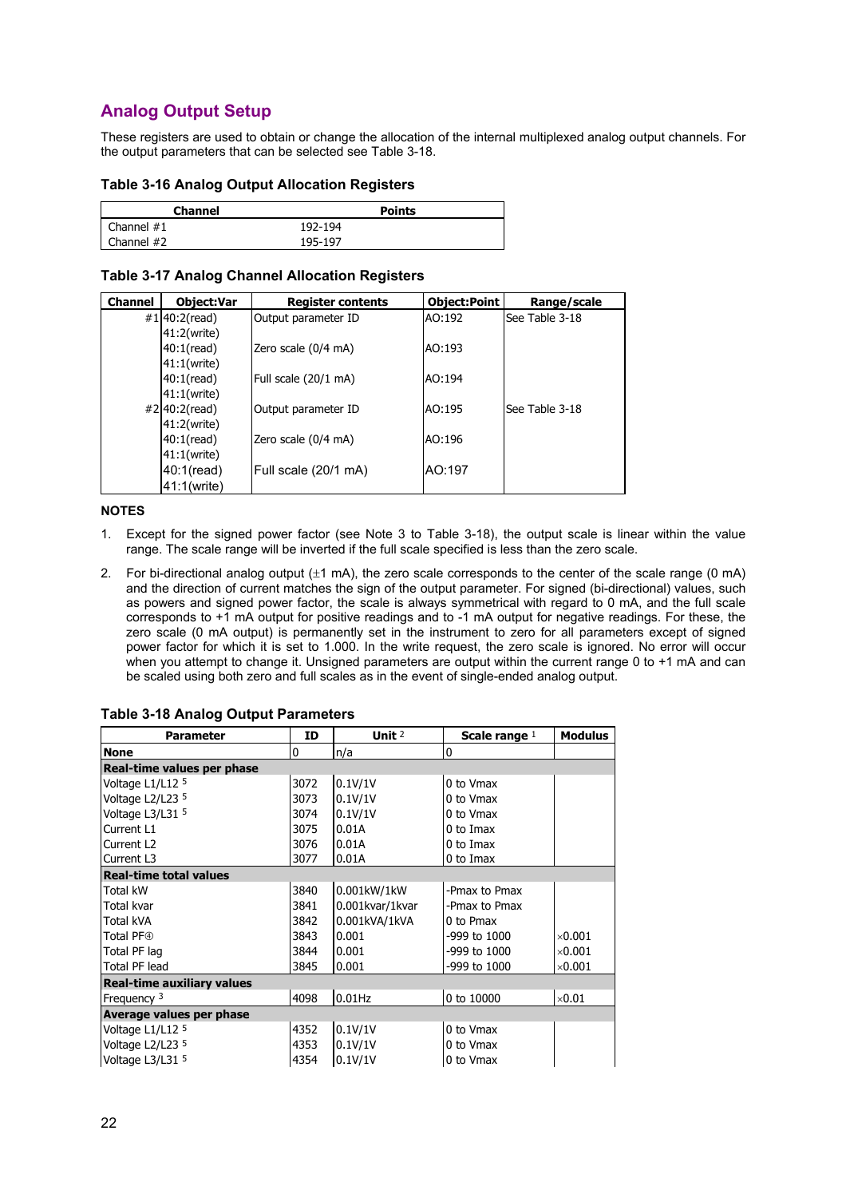## Analog Output Setup

These registers are used to obtain or change the allocation of the internal multiplexed analog output channels. For the output parameters that can be selected see Table 3-18.

### Table 3-16 Analog Output Allocation Registers

| Channel | Points |
|---|---|
| Channel #1 | 192-194 |
| Channel #2 | 195-197 |

### Table 3-17 Analog Channel Allocation Registers

| Channel | Object:Var | Register contents | Object:Point | Range/scale |
|---|---|---|---|---|
| #1 | 40:2(read)<br>41:2(write) | Output parameter ID | AO:192 | See Table 3-18 |
| | 40:1(read)<br>41:1(write) | Zero scale (0/4 mA) | AO:193 | |
| | 40:1(read)<br>41:1(write) | Full scale (20/1 mA) | AO:194 | |
| #2 | 40:2(read)<br>41:2(write) | Output parameter ID | AO:195 | See Table 3-18 |
| | 40:1(read)<br>41:1(write) | Zero scale (0/4 mA) | AO:196 | |
| | 40:1(read)<br>41:1(write) | Full scale (20/1 mA) | AO:197 | |

**NOTES**

1. Except for the signed power factor (see Note 3 to Table 3-18), the output scale is linear within the value range. The scale range will be inverted if the full scale specified is less than the zero scale.
2. For bi-directional analog output (±1 mA), the zero scale corresponds to the center of the scale range (0 mA) and the direction of current matches the sign of the output parameter. For signed (bi-directional) values, such as powers and signed power factor, the scale is always symmetrical with regard to 0 mA, and the full scale corresponds to +1 mA output for positive readings and to -1 mA output for negative readings. For these, the zero scale (0 mA output) is permanently set in the instrument to zero for all parameters except of signed power factor for which it is set to 1.000. In the write request, the zero scale is ignored. No error will occur when you attempt to change it. Unsigned parameters are output within the current range 0 to +1 mA and can be scaled using both zero and full scales as in the event of single-ended analog output.

### Table 3-18 Analog Output Parameters

| Parameter | ID | Unit [2] | Scale range [1] | Modulus |
|---|---|---|---|---|
| **None** | 0 | n/a | 0 | |
| **Real-time values per phase** | | | | |
| Voltage L1/L12 [5] | 3072 | 0.1V/1V | 0 to Vmax | |
| Voltage L2/L23 [5] | 3073 | 0.1V/1V | 0 to Vmax | |
| Voltage L3/L31 [5] | 3074 | 0.1V/1V | 0 to Vmax | |
| Current L1 | 3075 | 0.01A | 0 to Imax | |
| Current L2 | 3076 | 0.01A | 0 to Imax | |
| Current L3 | 3077 | 0.01A | 0 to Imax | |
| **Real-time total values** | | | | |
| Total kW | 3840 | 0.001kW/1kW | -Pmax to Pmax | |
| Total kvar | 3841 | 0.001kvar/1kvar | -Pmax to Pmax | |
| Total kVA | 3842 | 0.001kVA/1kVA | 0 to Pmax | |
| Total PF[4] | 3843 | 0.001 | -999 to 1000 | ×0.001 |
| Total PF lag | 3844 | 0.001 | -999 to 1000 | ×0.001 |
| Total PF lead | 3845 | 0.001 | -999 to 1000 | ×0.001 |
| **Real-time auxiliary values** | | | | |
| Frequency [3] | 4098 | 0.01Hz | 0 to 10000 | ×0.01 |
| **Average values per phase** | | | | |
| Voltage L1/L12 [5] | 4352 | 0.1V/1V | 0 to Vmax | |
| Voltage L2/L23 [5] | 4353 | 0.1V/1V | 0 to Vmax | |
| Voltage L3/L31 [5] | 4354 | 0.1V/1V | 0 to Vmax | |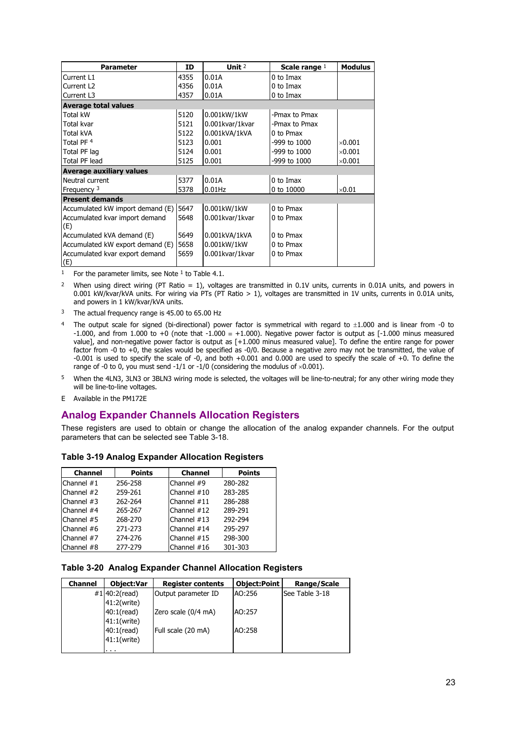| Parameter | ID | Unit [2] | Scale range [1] | Modulus |
|---|---|---|---|---|
| Current L1 | 4355 | 0.01A | 0 to Imax | |
| Current L2 | 4356 | 0.01A | 0 to Imax | |
| Current L3 | 4357 | 0.01A | 0 to Imax | |
| **Average total values** | | | | |
| Total kW | 5120 | 0.001kW/1kW | -Pmax to Pmax | |
| Total kvar | 5121 | 0.001kvar/1kvar | -Pmax to Pmax | |
| Total kVA | 5122 | 0.001kVA/1kVA | 0 to Pmax | |
| Total PF [4] | 5123 | 0.001 | -999 to 1000 | ×0.001 |
| Total PF lag | 5124 | 0.001 | -999 to 1000 | ×0.001 |
| Total PF lead | 5125 | 0.001 | -999 to 1000 | ×0.001 |
| **Average auxiliary values** | | | | |
| Neutral current | 5377 | 0.01A | 0 to Imax | |
| Frequency [3] | 5378 | 0.01Hz | 0 to 10000 | ×0.01 |
| **Present demands** | | | | |
| Accumulated kW import demand (E) | 5647 | 0.001kW/1kW | 0 to Pmax | |
| Accumulated kvar import demand (E) | 5648 | 0.001kvar/1kvar | 0 to Pmax | |
| Accumulated kVA demand (E) | 5649 | 0.001kVA/1kVA | 0 to Pmax | |
| Accumulated kW export demand (E) | 5658 | 0.001kW/1kW | 0 to Pmax | |
| Accumulated kvar export demand (E) | 5659 | 0.001kvar/1kvar | 0 to Pmax | |

[1] For the parameter limits, see Note [1] to Table 4.1.

[2] When using direct wiring (PT Ratio = 1), voltages are transmitted in 0.1V units, currents in 0.01A units, and powers in 0.001 kW/kvar/kVA units. For wiring via PTs (PT Ratio > 1), voltages are transmitted in 1V units, currents in 0.01A units, and powers in 1 kW/kvar/kVA units.

[3] The actual frequency range is 45.00 to 65.00 Hz

[4] The output scale for signed (bi-directional) power factor is symmetrical with regard to ±1.000 and is linear from -0 to -1.000, and from 1.000 to +0 (note that -1.000 ≡ +1.000). Negative power factor is output as [-1.000 minus measured value], and non-negative power factor is output as [+1.000 minus measured value]. To define the entire range for power factor from -0 to +0, the scales would be specified as -0/0. Because a negative zero may not be transmitted, the value of -0.001 is used to specify the scale of -0, and both +0.001 and 0.000 are used to specify the scale of +0. To define the range of -0 to 0, you must send -1/1 or -1/0 (considering the modulus of ×0.001).

[5] When the 4LN3, 3LN3 or 3BLN3 wiring mode is selected, the voltages will be line-to-neutral; for any other wiring mode they will be line-to-line voltages.

E Available in the PM172E

## Analog Expander Channels Allocation Registers

These registers are used to obtain or change the allocation of the analog expander channels. For the output parameters that can be selected see Table 3-18.

### Table 3-19 Analog Expander Allocation Registers

| Channel | Points | Channel | Points |
|---|---|---|---|
| Channel #1 | 256-258 | Channel #9 | 280-282 |
| Channel #2 | 259-261 | Channel #10 | 283-285 |
| Channel #3 | 262-264 | Channel #11 | 286-288 |
| Channel #4 | 265-267 | Channel #12 | 289-291 |
| Channel #5 | 268-270 | Channel #13 | 292-294 |
| Channel #6 | 271-273 | Channel #14 | 295-297 |
| Channel #7 | 274-276 | Channel #15 | 298-300 |
| Channel #8 | 277-279 | Channel #16 | 301-303 |

### Table 3-20 Analog Expander Channel Allocation Registers

| Channel | Object:Var | Register contents | Object:Point | Range/Scale |
|---|---|---|---|---|
| #1 | 40:2(read) 41:2(write) | Output parameter ID | AO:256 | See Table 3-18 |
| | 40:1(read) 41:1(write) | Zero scale (0/4 mA) | AO:257 | |
| | 40:1(read) 41:1(write) | Full scale (20 mA) | AO:258 | |
| | . . . | | | |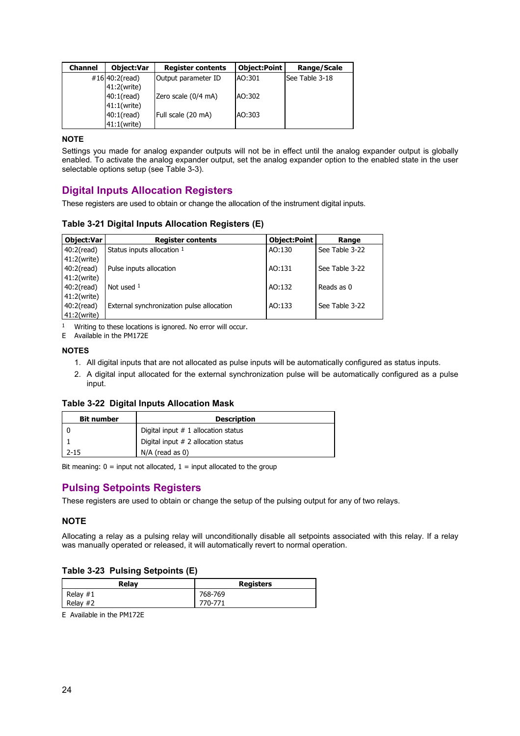| Channel | Object:Var | Register contents | Object:Point | Range/Scale |
|---|---|---|---|---|
| #16 | 40:2(read) 41:2(write) | Output parameter ID | AO:301 | See Table 3-18 |
| | 40:1(read) 41:1(write) | Zero scale (0/4 mA) | AO:302 | |
| | 40:1(read) 41:1(write) | Full scale (20 mA) | AO:303 | |

**NOTE**

Settings you made for analog expander outputs will not be in effect until the analog expander output is globally enabled. To activate the analog expander output, set the analog expander option to the enabled state in the user selectable options setup (see Table 3-3).

## Digital Inputs Allocation Registers

These registers are used to obtain or change the allocation of the instrument digital inputs.

**Table 3-21 Digital Inputs Allocation Registers (E)**

| Object:Var | Register contents | Object:Point | Range |
|---|---|---|---|
| 40:2(read) 41:2(write) | Status inputs allocation [1] | AO:130 | See Table 3-22 |
| 40:2(read) 41:2(write) | Pulse inputs allocation | AO:131 | See Table 3-22 |
| 40:2(read) 41:2(write) | Not used [1] | AO:132 | Reads as 0 |
| 40:2(read) 41:2(write) | External synchronization pulse allocation | AO:133 | See Table 3-22 |

[1] Writing to these locations is ignored. No error will occur.

E Available in the PM172E

**NOTES**

1. All digital inputs that are not allocated as pulse inputs will be automatically configured as status inputs.
2. A digital input allocated for the external synchronization pulse will be automatically configured as a pulse input.

**Table 3-22 Digital Inputs Allocation Mask**

| Bit number | Description |
|---|---|
| 0 | Digital input # 1 allocation status |
| 1 | Digital input # 2 allocation status |
| 2-15 | N/A (read as 0) |

Bit meaning: 0 = input not allocated, 1 = input allocated to the group

## Pulsing Setpoints Registers

These registers are used to obtain or change the setup of the pulsing output for any of two relays.

**NOTE**

Allocating a relay as a pulsing relay will unconditionally disable all setpoints associated with this relay. If a relay was manually operated or released, it will automatically revert to normal operation.

**Table 3-23 Pulsing Setpoints (E)**

| Relay | Registers |
|---|---|
| Relay #1 | 768-769 |
| Relay #2 | 770-771 |

E Available in the PM172E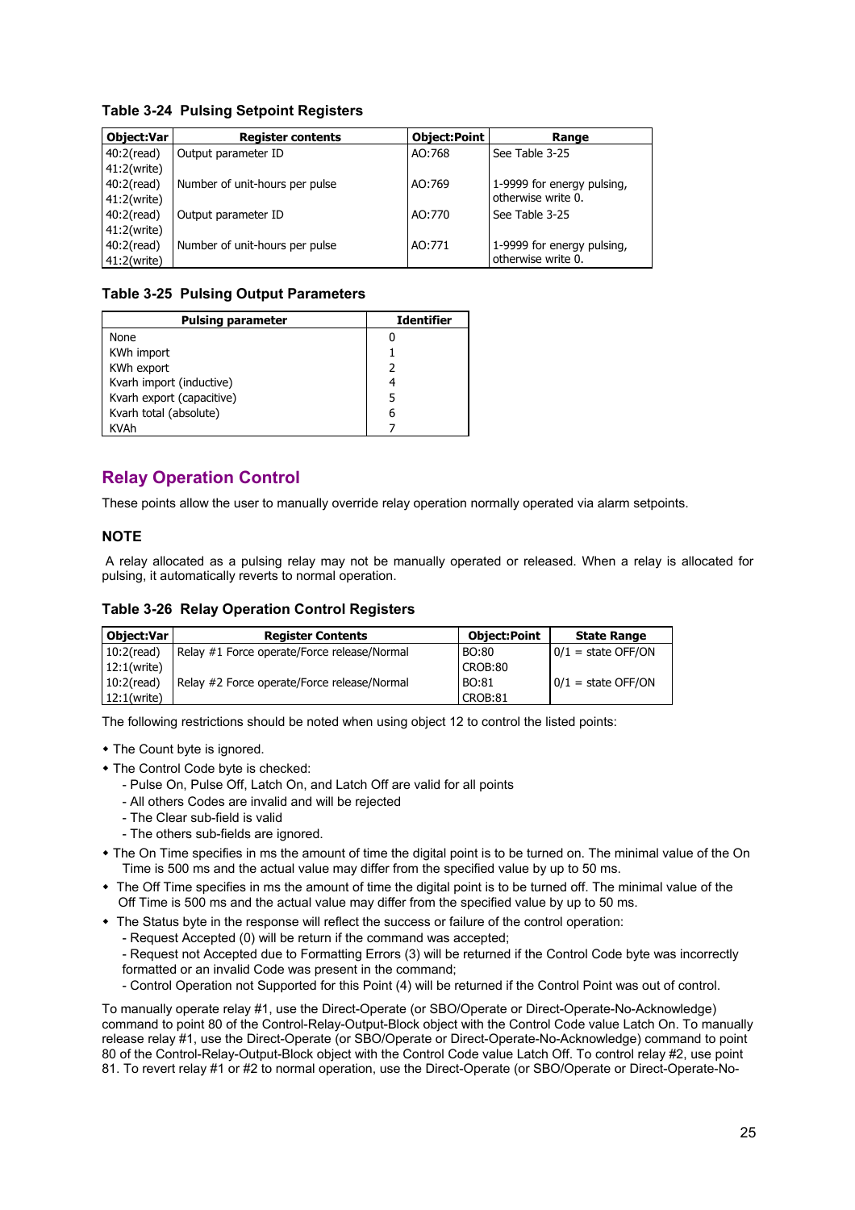**Table 3-24 Pulsing Setpoint Registers**

| Object:Var | Register contents | Object:Point | Range |
|---|---|---|---|
| 40:2(read)<br>41:2(write) | Output parameter ID | AO:768 | See Table 3-25 |
| 40:2(read)<br>41:2(write) | Number of unit-hours per pulse | AO:769 | 1-9999 for energy pulsing, otherwise write 0. |
| 40:2(read)<br>41:2(write) | Output parameter ID | AO:770 | See Table 3-25 |
| 40:2(read)<br>41:2(write) | Number of unit-hours per pulse | AO:771 | 1-9999 for energy pulsing, otherwise write 0. |

**Table 3-25 Pulsing Output Parameters**

| Pulsing parameter | Identifier |
|---|---|
| None | 0 |
| KWh import | 1 |
| KWh export | 2 |
| Kvarh import (inductive) | 4 |
| Kvarh export (capacitive) | 5 |
| Kvarh total (absolute) | 6 |
| KVAh | 7 |

## Relay Operation Control

These points allow the user to manually override relay operation normally operated via alarm setpoints.

### NOTE

A relay allocated as a pulsing relay may not be manually operated or released. When a relay is allocated for pulsing, it automatically reverts to normal operation.

**Table 3-26 Relay Operation Control Registers**

| Object:Var | Register Contents | Object:Point | State Range |
|---|---|---|---|
| 10:2(read)<br>12:1(write) | Relay #1 Force operate/Force release/Normal | BO:80<br>CROB:80 | 0/1 = state OFF/ON |
| 10:2(read)<br>12:1(write) | Relay #2 Force operate/Force release/Normal | BO:81<br>CROB:81 | 0/1 = state OFF/ON |

The following restrictions should be noted when using object 12 to control the listed points:

- The Count byte is ignored.
- The Control Code byte is checked:
  - Pulse On, Pulse Off, Latch On, and Latch Off are valid for all points
  - All others Codes are invalid and will be rejected
  - The Clear sub-field is valid
  - The others sub-fields are ignored.
- The On Time specifies in ms the amount of time the digital point is to be turned on. The minimal value of the On Time is 500 ms and the actual value may differ from the specified value by up to 50 ms.
- The Off Time specifies in ms the amount of time the digital point is to be turned off. The minimal value of the Off Time is 500 ms and the actual value may differ from the specified value by up to 50 ms.
- The Status byte in the response will reflect the success or failure of the control operation:
  - Request Accepted (0) will be return if the command was accepted;
  - Request not Accepted due to Formatting Errors (3) will be returned if the Control Code byte was incorrectly formatted or an invalid Code was present in the command;
  - Control Operation not Supported for this Point (4) will be returned if the Control Point was out of control.

To manually operate relay #1, use the Direct-Operate (or SBO/Operate or Direct-Operate-No-Acknowledge) command to point 80 of the Control-Relay-Output-Block object with the Control Code value Latch On. To manually release relay #1, use the Direct-Operate (or SBO/Operate or Direct-Operate-No-Acknowledge) command to point 80 of the Control-Relay-Output-Block object with the Control Code value Latch Off. To control relay #2, use point 81. To revert relay #1 or #2 to normal operation, use the Direct-Operate (or SBO/Operate or Direct-Operate-No-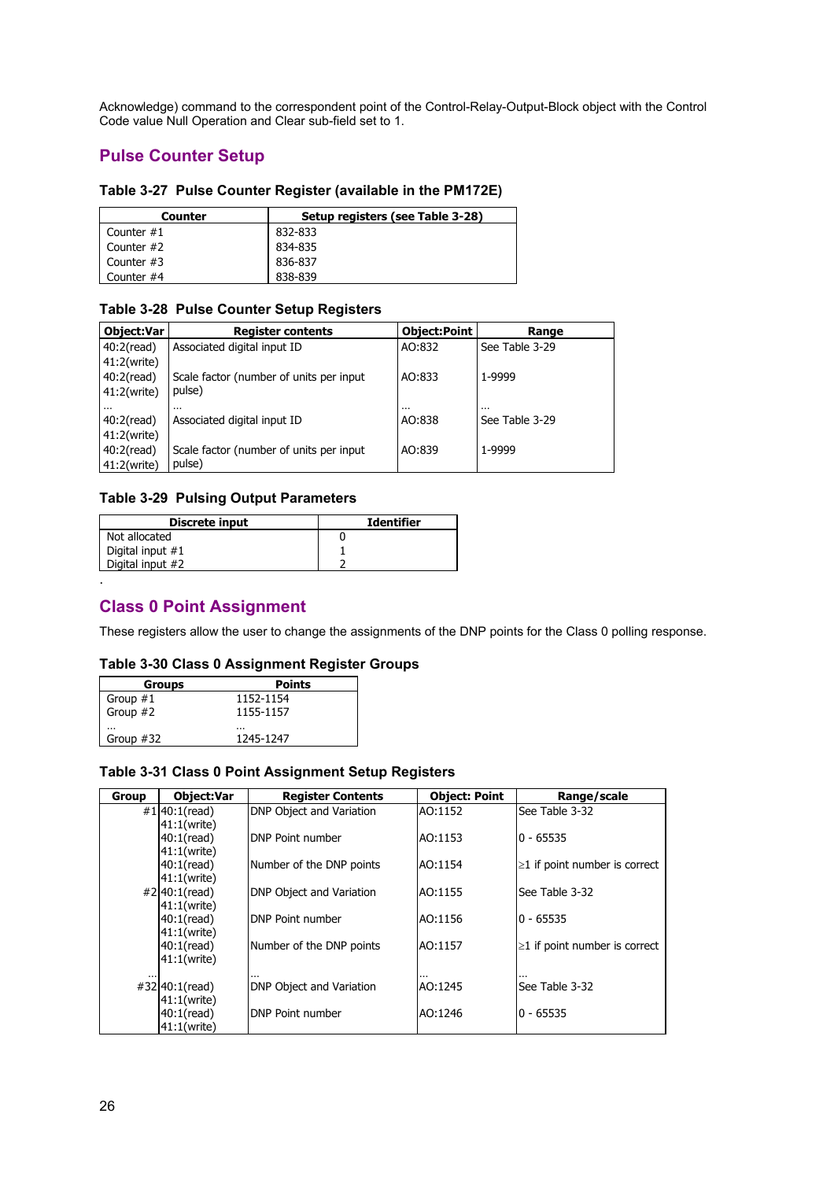Acknowledge) command to the correspondent point of the Control-Relay-Output-Block object with the Control Code value Null Operation and Clear sub-field set to 1.

## Pulse Counter Setup

**Table 3-27 Pulse Counter Register (available in the PM172E)**

| Counter | Setup registers (see Table 3-28) |
|---|---|
| Counter #1 | 832-833 |
| Counter #2 | 834-835 |
| Counter #3 | 836-837 |
| Counter #4 | 838-839 |

**Table 3-28 Pulse Counter Setup Registers**

| Object:Var | Register contents | Object:Point | Range |
|---|---|---|---|
| 40:2(read)<br>41:2(write) | Associated digital input ID | AO:832 | See Table 3-29 |
| 40:2(read)<br>41:2(write) | Scale factor (number of units per input pulse) | AO:833 | 1-9999 |
| ... | ... | ... | ... |
| 40:2(read)<br>41:2(write) | Associated digital input ID | AO:838 | See Table 3-29 |
| 40:2(read)<br>41:2(write) | Scale factor (number of units per input pulse) | AO:839 | 1-9999 |

**Table 3-29 Pulsing Output Parameters**

| Discrete input | Identifier |
|---|---|
| Not allocated | 0 |
| Digital input #1 | 1 |
| Digital input #2 | 2 |

.

## Class 0 Point Assignment

These registers allow the user to change the assignments of the DNP points for the Class 0 polling response.

**Table 3-30 Class 0 Assignment Register Groups**

| Groups | Points |
|---|---|
| Group #1 | 1152-1154 |
| Group #2 | 1155-1157 |
| ... | ... |
| Group #32 | 1245-1247 |

**Table 3-31 Class 0 Point Assignment Setup Registers**

| Group | Object:Var | Register Contents | Object: Point | Range/scale |
|---|---|---|---|---|
| #1 | 40:1(read)<br>41:1(write) | DNP Object and Variation | AO:1152 | See Table 3-32 |
| | 40:1(read)<br>41:1(write) | DNP Point number | AO:1153 | 0 - 65535 |
| | 40:1(read)<br>41:1(write) | Number of the DNP points | AO:1154 | ≥1 if point number is correct |
| #2 | 40:1(read)<br>41:1(write) | DNP Object and Variation | AO:1155 | See Table 3-32 |
| | 40:1(read)<br>41:1(write) | DNP Point number | AO:1156 | 0 - 65535 |
| | 40:1(read)<br>41:1(write) | Number of the DNP points | AO:1157 | ≥1 if point number is correct |
| ... | | ... | ... | ... |
| #32 | 40:1(read)<br>41:1(write) | DNP Object and Variation | AO:1245 | See Table 3-32 |
| | 40:1(read)<br>41:1(write) | DNP Point number | AO:1246 | 0 - 65535 |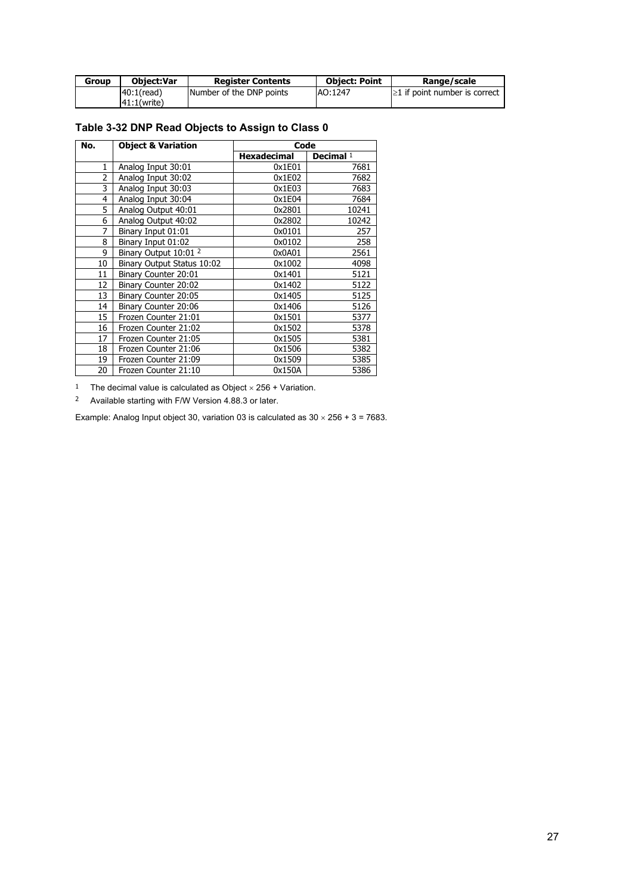| Group | Object:Var | Register Contents | Object: Point | Range/scale |
|---|---|---|---|---|
| | 40:1(read)<br>41:1(write) | Number of the DNP points | AO:1247 | ≥1 if point number is correct |

**Table 3-32 DNP Read Objects to Assign to Class 0**

| No. | Object & Variation | Code | |
|---|---|---|---|
| | | Hexadecimal | Decimal [1] |
| 1 | Analog Input 30:01 | 0x1E01 | 7681 |
| 2 | Analog Input 30:02 | 0x1E02 | 7682 |
| 3 | Analog Input 30:03 | 0x1E03 | 7683 |
| 4 | Analog Input 30:04 | 0x1E04 | 7684 |
| 5 | Analog Output 40:01 | 0x2801 | 10241 |
| 6 | Analog Output 40:02 | 0x2802 | 10242 |
| 7 | Binary Input 01:01 | 0x0101 | 257 |
| 8 | Binary Input 01:02 | 0x0102 | 258 |
| 9 | Binary Output 10:01 [2] | 0x0A01 | 2561 |
| 10 | Binary Output Status 10:02 | 0x1002 | 4098 |
| 11 | Binary Counter 20:01 | 0x1401 | 5121 |
| 12 | Binary Counter 20:02 | 0x1402 | 5122 |
| 13 | Binary Counter 20:05 | 0x1405 | 5125 |
| 14 | Binary Counter 20:06 | 0x1406 | 5126 |
| 15 | Frozen Counter 21:01 | 0x1501 | 5377 |
| 16 | Frozen Counter 21:02 | 0x1502 | 5378 |
| 17 | Frozen Counter 21:05 | 0x1505 | 5381 |
| 18 | Frozen Counter 21:06 | 0x1506 | 5382 |
| 19 | Frozen Counter 21:09 | 0x1509 | 5385 |
| 20 | Frozen Counter 21:10 | 0x150A | 5386 |

[1] The decimal value is calculated as Object × 256 + Variation.

[2] Available starting with F/W Version 4.88.3 or later.

Example: Analog Input object 30, variation 03 is calculated as 30 × 256 + 3 = 7683.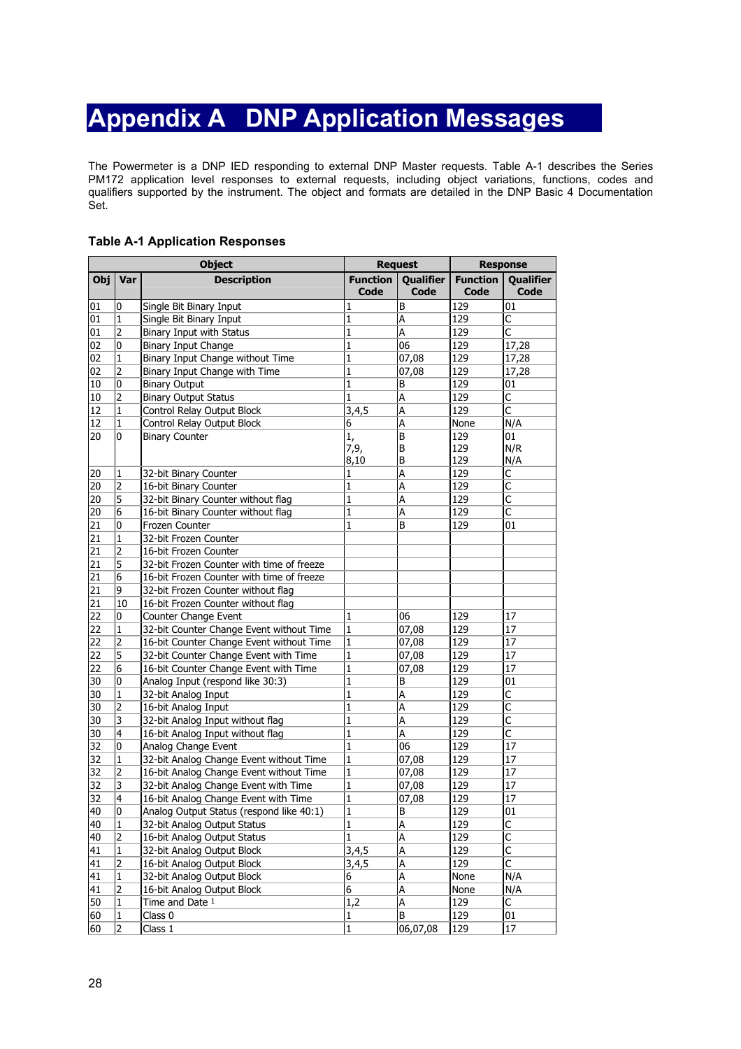# Appendix A DNP Application Messages

The Powermeter is a DNP IED responding to external DNP Master requests. Table A-1 describes the Series PM172 application level responses to external requests, including object variations, functions, codes and qualifiers supported by the instrument. The object and formats are detailed in the DNP Basic 4 Documentation Set.

**Table A-1 Application Responses**

| Object | | | Request | | Response | |
|---|---|---|---|---|---|---|
| Obj | Var | Description | Function Code | Qualifier Code | Function Code | Qualifier Code |
| 01 | 0 | Single Bit Binary Input | 1 | B | 129 | 01 |
| 01 | 1 | Single Bit Binary Input | 1 | A | 129 | C |
| 01 | 2 | Binary Input with Status | 1 | A | 129 | C |
| 02 | 0 | Binary Input Change | 1 | 06 | 129 | 17,28 |
| 02 | 1 | Binary Input Change without Time | 1 | 07,08 | 129 | 17,28 |
| 02 | 2 | Binary Input Change with Time | 1 | 07,08 | 129 | 17,28 |
| 10 | 0 | Binary Output | 1 | B | 129 | 01 |
| 10 | 2 | Binary Output Status | 1 | A | 129 | C |
| 12 | 1 | Control Relay Output Block | 3,4,5 | A | 129 | C |
| 12 | 1 | Control Relay Output Block | 6 | A | None | N/A |
| 20 | 0 | Binary Counter | 1,<br>7,9,<br>8,10 | B<br>B<br>B | 129<br>129<br>129 | 01<br>N/R<br>N/A |
| 20 | 1 | 32-bit Binary Counter | 1 | A | 129 | C |
| 20 | 2 | 16-bit Binary Counter | 1 | A | 129 | C |
| 20 | 5 | 32-bit Binary Counter without flag | 1 | A | 129 | C |
| 20 | 6 | 16-bit Binary Counter without flag | 1 | A | 129 | C |
| 21 | 0 | Frozen Counter | 1 | B | 129 | 01 |
| 21 | 1 | 32-bit Frozen Counter | | | | |
| 21 | 2 | 16-bit Frozen Counter | | | | |
| 21 | 5 | 32-bit Frozen Counter with time of freeze | | | | |
| 21 | 6 | 16-bit Frozen Counter with time of freeze | | | | |
| 21 | 9 | 32-bit Frozen Counter without flag | | | | |
| 21 | 10 | 16-bit Frozen Counter without flag | | | | |
| 22 | 0 | Counter Change Event | 1 | 06 | 129 | 17 |
| 22 | 1 | 32-bit Counter Change Event without Time | 1 | 07,08 | 129 | 17 |
| 22 | 2 | 16-bit Counter Change Event without Time | 1 | 07,08 | 129 | 17 |
| 22 | 5 | 32-bit Counter Change Event with Time | 1 | 07,08 | 129 | 17 |
| 22 | 6 | 16-bit Counter Change Event with Time | 1 | 07,08 | 129 | 17 |
| 30 | 0 | Analog Input (respond like 30:3) | 1 | B | 129 | 01 |
| 30 | 1 | 32-bit Analog Input | 1 | A | 129 | C |
| 30 | 2 | 16-bit Analog Input | 1 | A | 129 | C |
| 30 | 3 | 32-bit Analog Input without flag | 1 | A | 129 | C |
| 30 | 4 | 16-bit Analog Input without flag | 1 | A | 129 | C |
| 32 | 0 | Analog Change Event | 1 | 06 | 129 | 17 |
| 32 | 1 | 32-bit Analog Change Event without Time | 1 | 07,08 | 129 | 17 |
| 32 | 2 | 16-bit Analog Change Event without Time | 1 | 07,08 | 129 | 17 |
| 32 | 3 | 32-bit Analog Change Event with Time | 1 | 07,08 | 129 | 17 |
| 32 | 4 | 16-bit Analog Change Event with Time | 1 | 07,08 | 129 | 17 |
| 40 | 0 | Analog Output Status (respond like 40:1) | 1 | B | 129 | 01 |
| 40 | 1 | 32-bit Analog Output Status | 1 | A | 129 | C |
| 40 | 2 | 16-bit Analog Output Status | 1 | A | 129 | C |
| 41 | 1 | 32-bit Analog Output Block | 3,4,5 | A | 129 | C |
| 41 | 2 | 16-bit Analog Output Block | 3,4,5 | A | 129 | C |
| 41 | 1 | 32-bit Analog Output Block | 6 | A | None | N/A |
| 41 | 2 | 16-bit Analog Output Block | 6 | A | None | N/A |
| 50 | 1 | Time and Date [1] | 1,2 | A | 129 | C |
| 60 | 1 | Class 0 | 1 | B | 129 | 01 |
| 60 | 2 | Class 1 | 1 | 06,07,08 | 129 | 17 |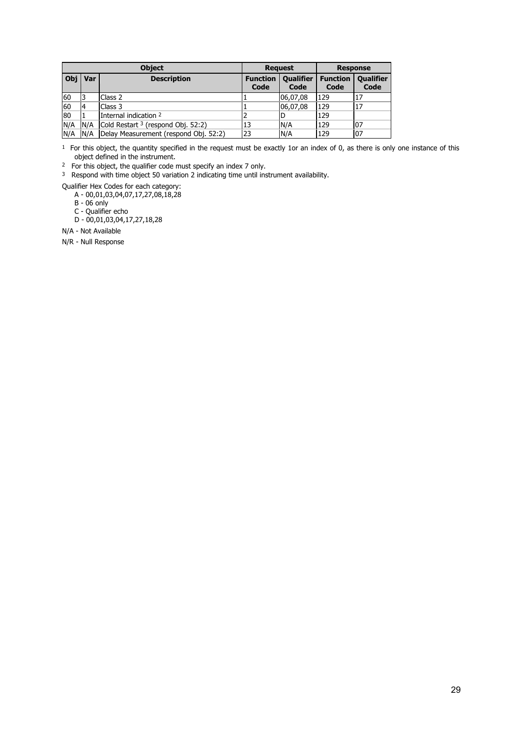| Object | | | Request | | Response | |
|---|---|---|---|---|---|---|
| Obj | Var | Description | Function Code | Qualifier Code | Function Code | Qualifier Code |
| 60 | 3 | Class 2 | 1 | 06,07,08 | 129 | 17 |
| 60 | 4 | Class 3 | 1 | 06,07,08 | 129 | 17 |
| 80 | 1 | Internal indication [2] | 2 | D | 129 | |
| N/A | N/A | Cold Restart [3] (respond Obj. 52:2) | 13 | N/A | 129 | 07 |
| N/A | N/A | Delay Measurement (respond Obj. 52:2) | 23 | N/A | 129 | 07 |

[1] For this object, the quantity specified in the request must be exactly 1or an index of 0, as there is only one instance of this object defined in the instrument.

[2] For this object, the qualifier code must specify an index 7 only.

[3] Respond with time object 50 variation 2 indicating time until instrument availability.

Qualifier Hex Codes for each category:

- A - 00,01,03,04,07,17,27,08,18,28
- B - 06 only
- C - Qualifier echo
- D - 00,01,03,04,17,27,18,28

N/A - Not Available

N/R - Null Response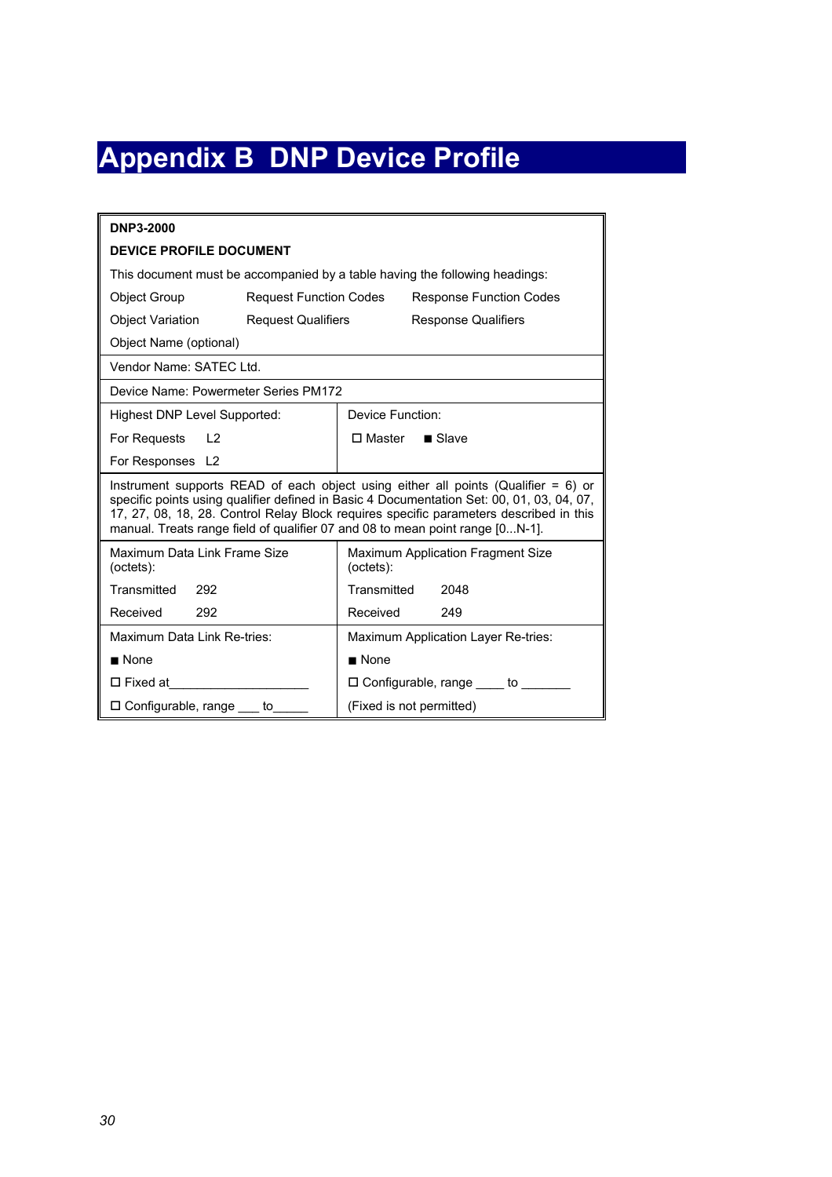# Appendix B  DNP Device Profile

| | |
|---|---|
| **DNP3-2000**<br>**DEVICE PROFILE DOCUMENT**<br>This document must be accompanied by a table having the following headings:<br>Object Group     Request Function Codes     Response Function Codes<br>Object Variation     Request Qualifiers     Response Qualifiers<br>Object Name (optional) | |
| Vendor Name: SATEC Ltd. | |
| Device Name: Powermeter Series PM172 | |
| Highest DNP Level Supported:<br>For Requests     L2<br>For Responses   L2 | Device Function:<br>☐ Master     ■ Slave |
| Instrument supports READ of each object using either all points (Qualifier = 6) or specific points using qualifier defined in Basic 4 Documentation Set: 00, 01, 03, 04, 07, 17, 27, 08, 18, 28. Control Relay Block requires specific parameters described in this manual. Treats range field of qualifier 07 and 08 to mean point range [0...N-1]. | |
| Maximum Data Link Frame Size (octets):<br>Transmitted     292<br>Received     292 | Maximum Application Fragment Size (octets):<br>Transmitted     2048<br>Received     249 |
| Maximum Data Link Re-tries:<br>■ None<br>☐ Fixed at___________________<br>☐ Configurable, range ___ to_____ | Maximum Application Layer Re-tries:<br>■ None<br>☐ Configurable, range ____ to _______<br>(Fixed is not permitted) |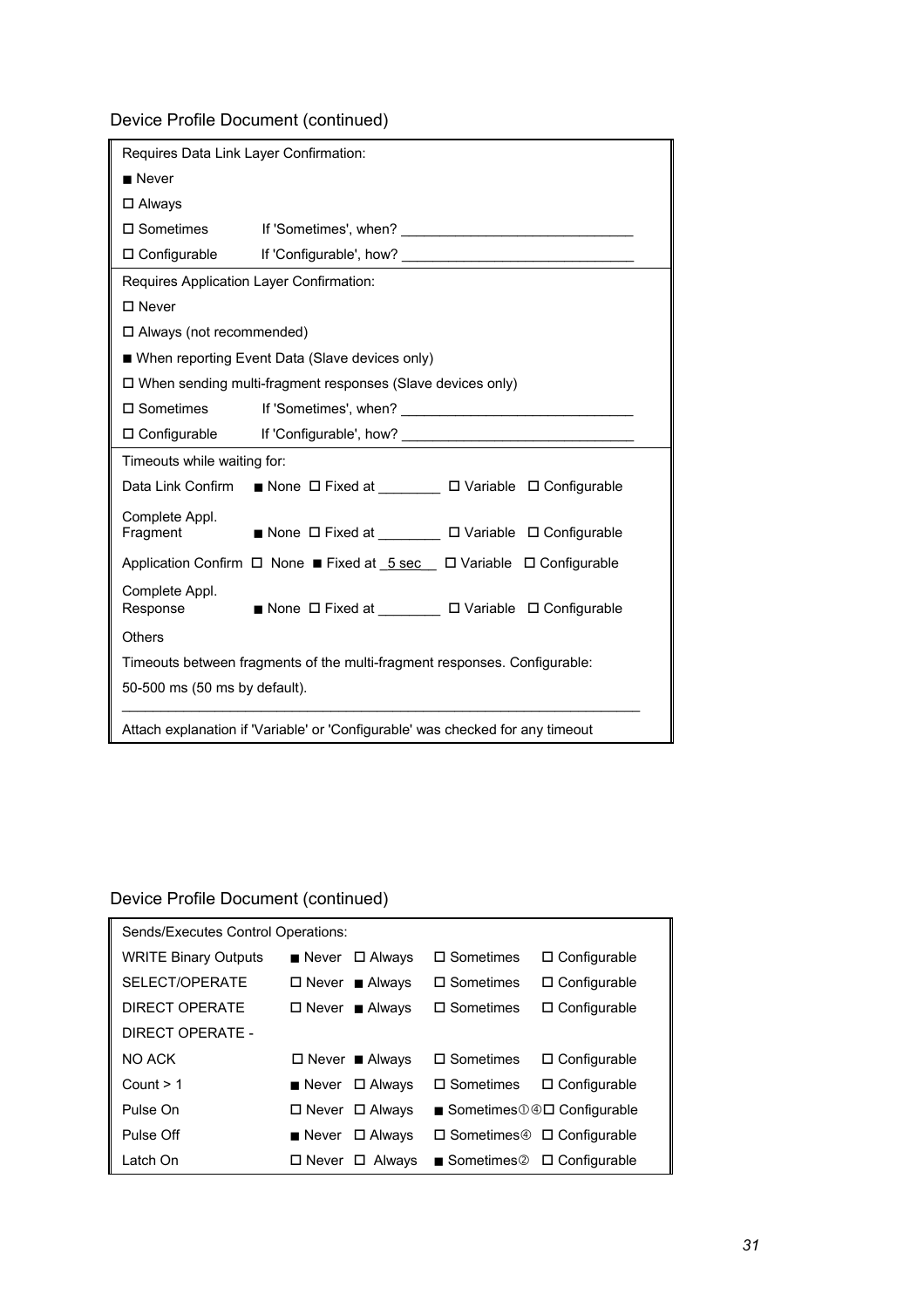Device Profile Document (continued)

Requires Data Link Layer Confirmation:

■ Never

☐ Always

☐ Sometimes     If 'Sometimes', when? ______________________________

☐ Configurable     If 'Configurable', how? ______________________________

Requires Application Layer Confirmation:

☐ Never

☐ Always (not recommended)

■ When reporting Event Data (Slave devices only)

☐ When sending multi-fragment responses (Slave devices only)

☐ Sometimes     If 'Sometimes', when? ______________________________

☐ Configurable     If 'Configurable', how? ______________________________

Timeouts while waiting for:

| | | | | |
|---|---|---|---|---|
| Data Link Confirm | ■ None | ☐ Fixed at ________ | ☐ Variable | ☐ Configurable |
| Complete Appl. Fragment | ■ None | ☐ Fixed at ________ | ☐ Variable | ☐ Configurable |
| Application Confirm | ☐ None | ■ Fixed at _5 sec__ | ☐ Variable | ☐ Configurable |
| Complete Appl. Response | ■ None | ☐ Fixed at ________ | ☐ Variable | ☐ Configurable |

Others

Timeouts between fragments of the multi-fragment responses. Configurable:

50-500 ms (50 ms by default).

Attach explanation if 'Variable' or 'Configurable' was checked for any timeout

Device Profile Document (continued)

Sends/Executes Control Operations:

| | | | | |
|---|---|---|---|---|
| WRITE Binary Outputs | ■ Never | ☐ Always | ☐ Sometimes | ☐ Configurable |
| SELECT/OPERATE | ☐ Never | ■ Always | ☐ Sometimes | ☐ Configurable |
| DIRECT OPERATE | ☐ Never | ■ Always | ☐ Sometimes | ☐ Configurable |
| DIRECT OPERATE - | | | | |
| NO ACK | ☐ Never | ■ Always | ☐ Sometimes | ☐ Configurable |
| Count > 1 | ■ Never | ☐ Always | ☐ Sometimes | ☐ Configurable |
| Pulse On | ☐ Never | ☐ Always | ■ Sometimes①④ | ☐ Configurable |
| Pulse Off | ■ Never | ☐ Always | ☐ Sometimes④ | ☐ Configurable |
| Latch On | ☐ Never | ☐ Always | ■ Sometimes② | ☐ Configurable |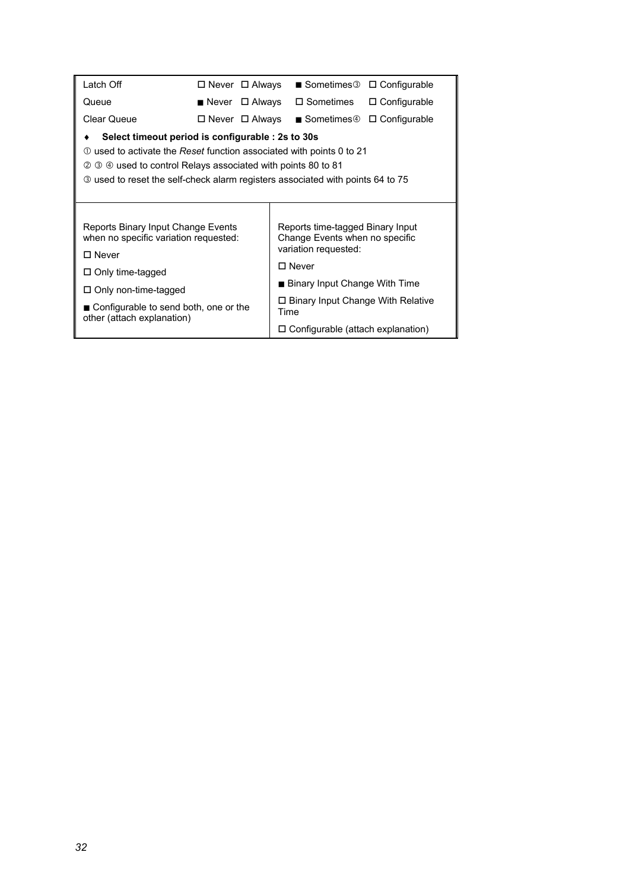| Latch Off | ☐ Never | ☐ Always | ■ Sometimes③ | ☐ Configurable |
|---|---|---|---|---|
| Queue | ■ Never | ☐ Always | ☐ Sometimes | ☐ Configurable |
| Clear Queue | ☐ Never | ☐ Always | ■ Sometimes④ | ☐ Configurable |

- **Select timeout period is configurable : 2s to 30s**

① used to activate the *Reset* function associated with points 0 to 21

② ③ ④ used to control Relays associated with points 80 to 81

③ used to reset the self-check alarm registers associated with points 64 to 75

| Reports Binary Input Change Events when no specific variation requested: | Reports time-tagged Binary Input Change Events when no specific variation requested: |
|---|---|
| ☐ Never | ☐ Never |
| ☐ Only time-tagged | ■ Binary Input Change With Time |
| ☐ Only non-time-tagged | ☐ Binary Input Change With Relative Time |
| ■ Configurable to send both, one or the other (attach explanation) | ☐ Configurable (attach explanation) |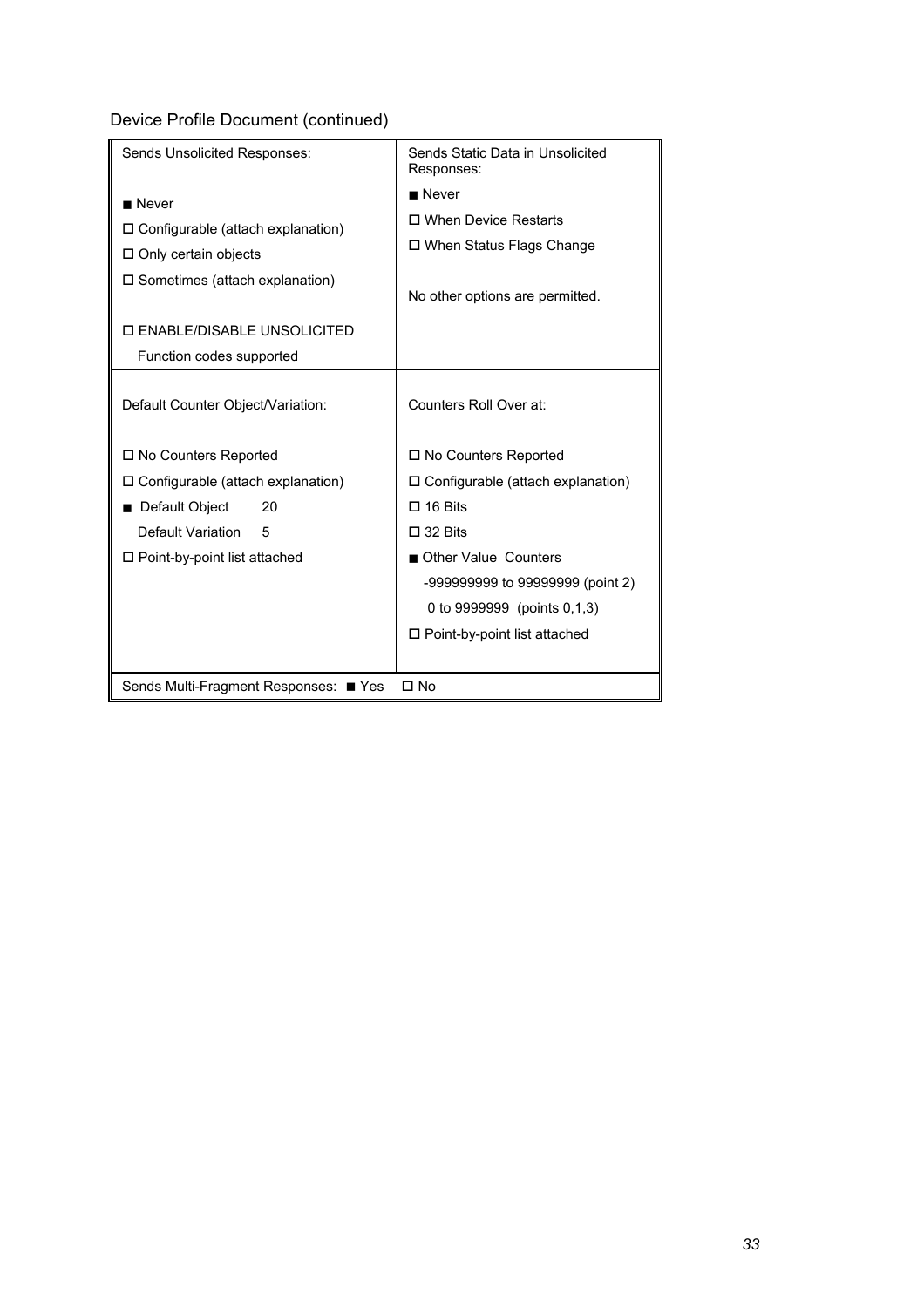Device Profile Document (continued)

| | |
|---|---|
| Sends Unsolicited Responses:<br><br>■ Never<br>☐ Configurable (attach explanation)<br>☐ Only certain objects<br>☐ Sometimes (attach explanation)<br><br>☐ ENABLE/DISABLE UNSOLICITED<br>Function codes supported | Sends Static Data in Unsolicited Responses:<br>■ Never<br>☐ When Device Restarts<br>☐ When Status Flags Change<br><br>No other options are permitted. |
| Default Counter Object/Variation:<br><br>☐ No Counters Reported<br>☐ Configurable (attach explanation)<br>■ Default Object 20<br>Default Variation 5<br>☐ Point-by-point list attached | Counters Roll Over at:<br><br>☐ No Counters Reported<br>☐ Configurable (attach explanation)<br>☐ 16 Bits<br>☐ 32 Bits<br>■ Other Value Counters<br>-999999999 to 99999999 (point 2)<br>0 to 9999999 (points 0,1,3)<br>☐ Point-by-point list attached |
| Sends Multi-Fragment Responses: ■ Yes ☐ No | |